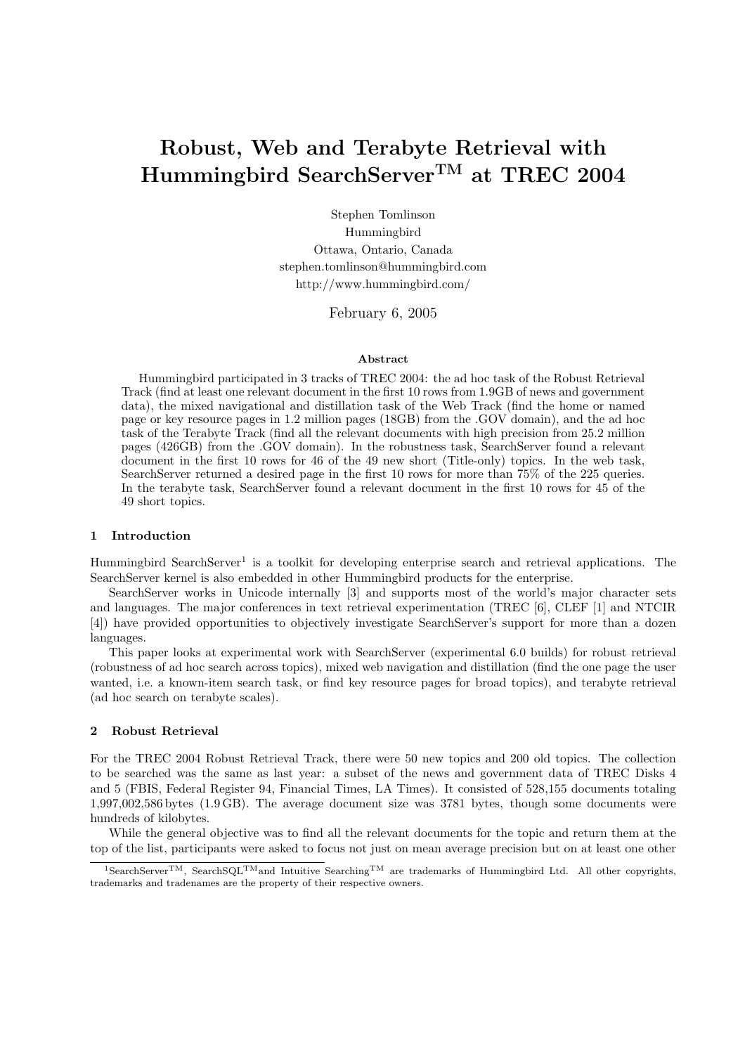# Robust, Web and Terabyte Retrieval with Hummingbird SearchServer™ at TREC 2004

Stephen Tomlinson
Hummingbird
Ottawa, Ontario, Canada
stephen.tomlinson@hummingbird.com
http://www.hummingbird.com/

February 6, 2005

### Abstract

Hummingbird participated in 3 tracks of TREC 2004: the ad hoc task of the Robust Retrieval Track (find at least one relevant document in the first 10 rows from 1.9GB of news and government data), the mixed navigational and distillation task of the Web Track (find the home or named page or key resource pages in 1.2 million pages (18GB) from the .GOV domain), and the ad hoc task of the Terabyte Track (find all the relevant documents with high precision from 25.2 million pages (426GB) from the .GOV domain). In the robustness task, SearchServer found a relevant document in the first 10 rows for 46 of the 49 new short (Title-only) topics. In the web task, SearchServer returned a desired page in the first 10 rows for more than 75% of the 225 queries. In the terabyte task, SearchServer found a relevant document in the first 10 rows for 45 of the 49 short topics.

## 1 Introduction

Hummingbird SearchServer[1] is a toolkit for developing enterprise search and retrieval applications. The SearchServer kernel is also embedded in other Hummingbird products for the enterprise.

SearchServer works in Unicode internally [3] and supports most of the world's major character sets and languages. The major conferences in text retrieval experimentation (TREC [6], CLEF [1] and NTCIR [4]) have provided opportunities to objectively investigate SearchServer's support for more than a dozen languages.

This paper looks at experimental work with SearchServer (experimental 6.0 builds) for robust retrieval (robustness of ad hoc search across topics), mixed web navigation and distillation (find the one page the user wanted, i.e. a known-item search task, or find key resource pages for broad topics), and terabyte retrieval (ad hoc search on terabyte scales).

## 2 Robust Retrieval

For the TREC 2004 Robust Retrieval Track, there were 50 new topics and 200 old topics. The collection to be searched was the same as last year: a subset of the news and government data of TREC Disks 4 and 5 (FBIS, Federal Register 94, Financial Times, LA Times). It consisted of 528,155 documents totaling 1,997,002,586 bytes (1.9 GB). The average document size was 3781 bytes, though some documents were hundreds of kilobytes.

While the general objective was to find all the relevant documents for the topic and return them at the top of the list, participants were asked to focus not just on mean average precision but on at least one other

[1] SearchServer™, SearchSQL™ and Intuitive Searching™ are trademarks of Hummingbird Ltd. All other copyrights, trademarks and tradenames are the property of their respective owners.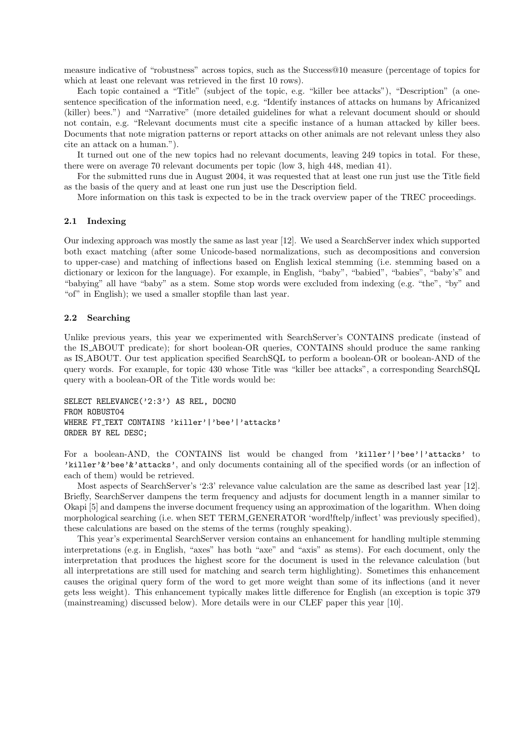measure indicative of "robustness" across topics, such as the Success@10 measure (percentage of topics for which at least one relevant was retrieved in the first 10 rows).

Each topic contained a "Title" (subject of the topic, e.g. "killer bee attacks"), "Description" (a one-sentence specification of the information need, e.g. "Identify instances of attacks on humans by Africanized (killer) bees.") and "Narrative" (more detailed guidelines for what a relevant document should or should not contain, e.g. "Relevant documents must cite a specific instance of a human attacked by killer bees. Documents that note migration patterns or report attacks on other animals are not relevant unless they also cite an attack on a human.").

It turned out one of the new topics had no relevant documents, leaving 249 topics in total. For these, there were on average 70 relevant documents per topic (low 3, high 448, median 41).

For the submitted runs due in August 2004, it was requested that at least one run just use the Title field as the basis of the query and at least one run just use the Description field.

More information on this task is expected to be in the track overview paper of the TREC proceedings.

### 2.1 Indexing

Our indexing approach was mostly the same as last year [12]. We used a SearchServer index which supported both exact matching (after some Unicode-based normalizations, such as decompositions and conversion to upper-case) and matching of inflections based on English lexical stemming (i.e. stemming based on a dictionary or lexicon for the language). For example, in English, "baby", "babied", "babies", "baby's" and "babying" all have "baby" as a stem. Some stop words were excluded from indexing (e.g. "the", "by" and "of" in English); we used a smaller stopfile than last year.

### 2.2 Searching

Unlike previous years, this year we experimented with SearchServer's CONTAINS predicate (instead of the IS_ABOUT predicate); for short boolean-OR queries, CONTAINS should produce the same ranking as IS_ABOUT. Our test application specified SearchSQL to perform a boolean-OR or boolean-AND of the query words. For example, for topic 430 whose Title was "killer bee attacks", a corresponding SearchSQL query with a boolean-OR of the Title words would be:

```
SELECT RELEVANCE('2:3') AS REL, DOCNO
FROM ROBUST04
WHERE FT_TEXT CONTAINS 'killer'|'bee'|'attacks'
ORDER BY REL DESC;
```

For a boolean-AND, the CONTAINS list would be changed from `'killer'|'bee'|'attacks'` to `'killer'&'bee'&'attacks'`, and only documents containing all of the specified words (or an inflection of each of them) would be retrieved.

Most aspects of SearchServer's '2:3' relevance value calculation are the same as described last year [12]. Briefly, SearchServer dampens the term frequency and adjusts for document length in a manner similar to Okapi [5] and dampens the inverse document frequency using an approximation of the logarithm. When doing morphological searching (i.e. when SET TERM_GENERATOR 'word!ftelp/inflect' was previously specified), these calculations are based on the stems of the terms (roughly speaking).

This year's experimental SearchServer version contains an enhancement for handling multiple stemming interpretations (e.g. in English, "axes" has both "axe" and "axis" as stems). For each document, only the interpretation that produces the highest score for the document is used in the relevance calculation (but all interpretations are still used for matching and search term highlighting). Sometimes this enhancement causes the original query form of the word to get more weight than some of its inflections (and it never gets less weight). This enhancement typically makes little difference for English (an exception is topic 379 (mainstreaming) discussed below). More details were in our CLEF paper this year [10].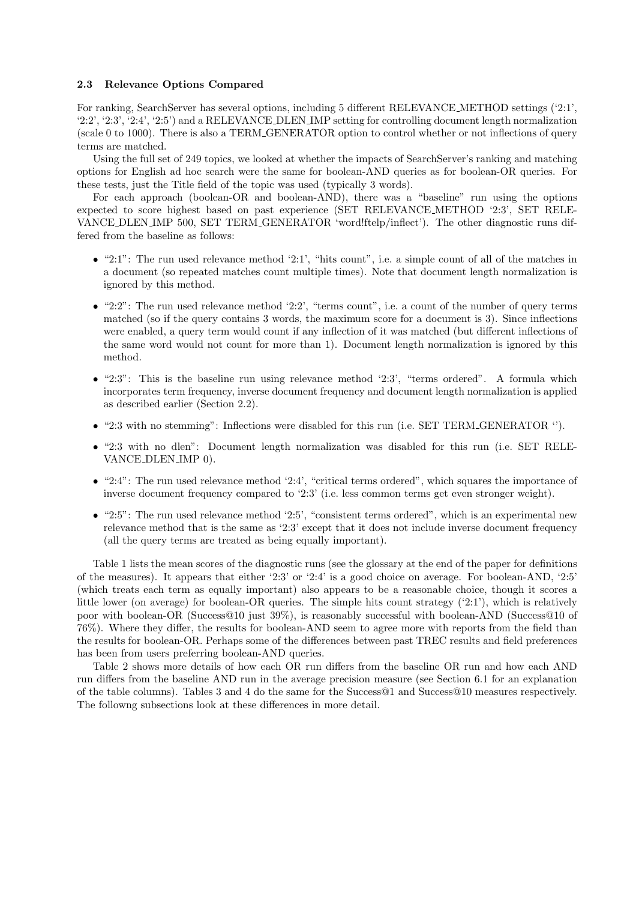### 2.3 Relevance Options Compared

For ranking, SearchServer has several options, including 5 different RELEVANCE_METHOD settings ('2:1', '2:2', '2:3', '2:4', '2:5') and a RELEVANCE_DLEN_IMP setting for controlling document length normalization (scale 0 to 1000). There is also a TERM_GENERATOR option to control whether or not inflections of query terms are matched.

Using the full set of 249 topics, we looked at whether the impacts of SearchServer's ranking and matching options for English ad hoc search were the same for boolean-AND queries as for boolean-OR queries. For these tests, just the Title field of the topic was used (typically 3 words).

For each approach (boolean-OR and boolean-AND), there was a "baseline" run using the options expected to score highest based on past experience (SET RELEVANCE_METHOD '2:3', SET RELEVANCE_DLEN_IMP 500, SET TERM_GENERATOR 'word!ftelp/inflect'). The other diagnostic runs differed from the baseline as follows:

- "2:1": The run used relevance method '2:1', "hits count", i.e. a simple count of all of the matches in a document (so repeated matches count multiple times). Note that document length normalization is ignored by this method.
- "2:2": The run used relevance method '2:2', "terms count", i.e. a count of the number of query terms matched (so if the query contains 3 words, the maximum score for a document is 3). Since inflections were enabled, a query term would count if any inflection of it was matched (but different inflections of the same word would not count for more than 1). Document length normalization is ignored by this method.
- "2:3": This is the baseline run using relevance method '2:3', "terms ordered". A formula which incorporates term frequency, inverse document frequency and document length normalization is applied as described earlier (Section 2.2).
- "2:3 with no stemming": Inflections were disabled for this run (i.e. SET TERM_GENERATOR '').
- "2:3 with no dlen": Document length normalization was disabled for this run (i.e. SET RELEVANCE_DLEN_IMP 0).
- "2:4": The run used relevance method '2:4', "critical terms ordered", which squares the importance of inverse document frequency compared to '2:3' (i.e. less common terms get even stronger weight).
- "2:5": The run used relevance method '2:5', "consistent terms ordered", which is an experimental new relevance method that is the same as '2:3' except that it does not include inverse document frequency (all the query terms are treated as being equally important).

Table 1 lists the mean scores of the diagnostic runs (see the glossary at the end of the paper for definitions of the measures). It appears that either '2:3' or '2:4' is a good choice on average. For boolean-AND, '2:5' (which treats each term as equally important) also appears to be a reasonable choice, though it scores a little lower (on average) for boolean-OR queries. The simple hits count strategy ('2:1'), which is relatively poor with boolean-OR (Success@10 just 39%), is reasonably successful with boolean-AND (Success@10 of 76%). Where they differ, the results for boolean-AND seem to agree more with reports from the field than the results for boolean-OR. Perhaps some of the differences between past TREC results and field preferences has been from users preferring boolean-AND queries.

Table 2 shows more details of how each OR run differs from the baseline OR run and how each AND run differs from the baseline AND run in the average precision measure (see Section 6.1 for an explanation of the table columns). Tables 3 and 4 do the same for the Success@1 and Success@10 measures respectively. The followng subsections look at these differences in more detail.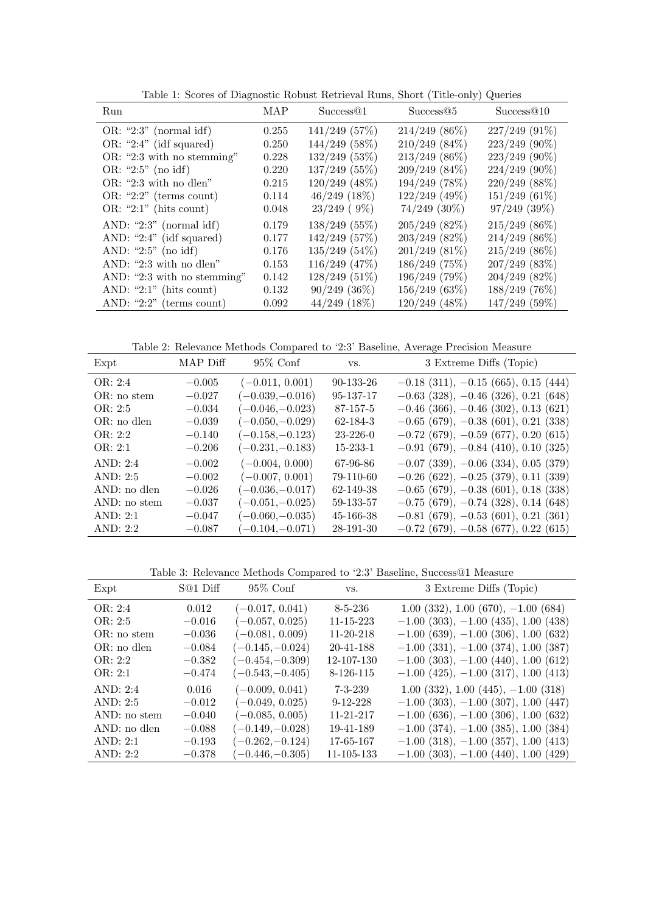Table 1: Scores of Diagnostic Robust Retrieval Runs, Short (Title-only) Queries

| Run | MAP | Success@1 | Success@5 | Success@10 |
|---|---|---|---|---|
| OR: "2:3" (normal idf) | 0.255 | 141/249 (57%) | 214/249 (86%) | 227/249 (91%) |
| OR: "2:4" (idf squared) | 0.250 | 144/249 (58%) | 210/249 (84%) | 223/249 (90%) |
| OR: "2:3 with no stemming" | 0.228 | 132/249 (53%) | 213/249 (86%) | 223/249 (90%) |
| OR: "2:5" (no idf) | 0.220 | 137/249 (55%) | 209/249 (84%) | 224/249 (90%) |
| OR: "2:3 with no dlen" | 0.215 | 120/249 (48%) | 194/249 (78%) | 220/249 (88%) |
| OR: "2:2" (terms count) | 0.114 | 46/249 (18%) | 122/249 (49%) | 151/249 (61%) |
| OR: "2:1" (hits count) | 0.048 | 23/249 ( 9%) | 74/249 (30%) | 97/249 (39%) |
| AND: "2:3" (normal idf) | 0.179 | 138/249 (55%) | 205/249 (82%) | 215/249 (86%) |
| AND: "2:4" (idf squared) | 0.177 | 142/249 (57%) | 203/249 (82%) | 214/249 (86%) |
| AND: "2:5" (no idf) | 0.176 | 135/249 (54%) | 201/249 (81%) | 215/249 (86%) |
| AND: "2:3 with no dlen" | 0.153 | 116/249 (47%) | 186/249 (75%) | 207/249 (83%) |
| AND: "2:3 with no stemming" | 0.142 | 128/249 (51%) | 196/249 (79%) | 204/249 (82%) |
| AND: "2:1" (hits count) | 0.132 | 90/249 (36%) | 156/249 (63%) | 188/249 (76%) |
| AND: "2:2" (terms count) | 0.092 | 44/249 (18%) | 120/249 (48%) | 147/249 (59%) |

Table 2: Relevance Methods Compared to '2:3' Baseline, Average Precision Measure

| Expt | MAP Diff | 95% Conf | vs. | 3 Extreme Diffs (Topic) |
|---|---|---|---|---|
| OR: 2:4 | −0.005 | (−0.011, 0.001) | 90-133-26 | −0.18 (311), −0.15 (665), 0.15 (444) |
| OR: no stem | −0.027 | (−0.039, −0.016) | 95-137-17 | −0.63 (328), −0.46 (326), 0.21 (648) |
| OR: 2:5 | −0.034 | (−0.046, −0.023) | 87-157-5 | −0.46 (366), −0.46 (302), 0.13 (621) |
| OR: no dlen | −0.039 | (−0.050, −0.029) | 62-184-3 | −0.65 (679), −0.38 (601), 0.21 (338) |
| OR: 2:2 | −0.140 | (−0.158, −0.123) | 23-226-0 | −0.72 (679), −0.59 (677), 0.20 (615) |
| OR: 2:1 | −0.206 | (−0.231, −0.183) | 15-233-1 | −0.91 (679), −0.84 (410), 0.10 (325) |
| AND: 2:4 | −0.002 | (−0.004, 0.000) | 67-96-86 | −0.07 (339), −0.06 (334), 0.05 (379) |
| AND: 2:5 | −0.002 | (−0.007, 0.001) | 79-110-60 | −0.26 (622), −0.25 (379), 0.11 (339) |
| AND: no dlen | −0.026 | (−0.036, −0.017) | 62-149-38 | −0.65 (679), −0.38 (601), 0.18 (338) |
| AND: no stem | −0.037 | (−0.051, −0.025) | 59-133-57 | −0.75 (679), −0.74 (328), 0.14 (648) |
| AND: 2:1 | −0.047 | (−0.060, −0.035) | 45-166-38 | −0.81 (679), −0.53 (601), 0.21 (361) |
| AND: 2:2 | −0.087 | (−0.104, −0.071) | 28-191-30 | −0.72 (679), −0.58 (677), 0.22 (615) |

Table 3: Relevance Methods Compared to '2:3' Baseline, Success@1 Measure

| Expt | S@1 Diff | 95% Conf | vs. | 3 Extreme Diffs (Topic) |
|---|---|---|---|---|
| OR: 2:4 | 0.012 | (−0.017, 0.041) | 8-5-236 | 1.00 (332), 1.00 (670), −1.00 (684) |
| OR: 2:5 | −0.016 | (−0.057, 0.025) | 11-15-223 | −1.00 (303), −1.00 (435), 1.00 (438) |
| OR: no stem | −0.036 | (−0.081, 0.009) | 11-20-218 | −1.00 (639), −1.00 (306), 1.00 (632) |
| OR: no dlen | −0.084 | (−0.145, −0.024) | 20-41-188 | −1.00 (331), −1.00 (374), 1.00 (387) |
| OR: 2:2 | −0.382 | (−0.454, −0.309) | 12-107-130 | −1.00 (303), −1.00 (440), 1.00 (612) |
| OR: 2:1 | −0.474 | (−0.543, −0.405) | 8-126-115 | −1.00 (425), −1.00 (317), 1.00 (413) |
| AND: 2:4 | 0.016 | (−0.009, 0.041) | 7-3-239 | 1.00 (332), 1.00 (445), −1.00 (318) |
| AND: 2:5 | −0.012 | (−0.049, 0.025) | 9-12-228 | −1.00 (303), −1.00 (307), 1.00 (447) |
| AND: no stem | −0.040 | (−0.085, 0.005) | 11-21-217 | −1.00 (636), −1.00 (306), 1.00 (632) |
| AND: no dlen | −0.088 | (−0.149, −0.028) | 19-41-189 | −1.00 (374), −1.00 (385), 1.00 (384) |
| AND: 2:1 | −0.193 | (−0.262, −0.124) | 17-65-167 | −1.00 (318), −1.00 (357), 1.00 (413) |
| AND: 2:2 | −0.378 | (−0.446, −0.305) | 11-105-133 | −1.00 (303), −1.00 (440), 1.00 (429) |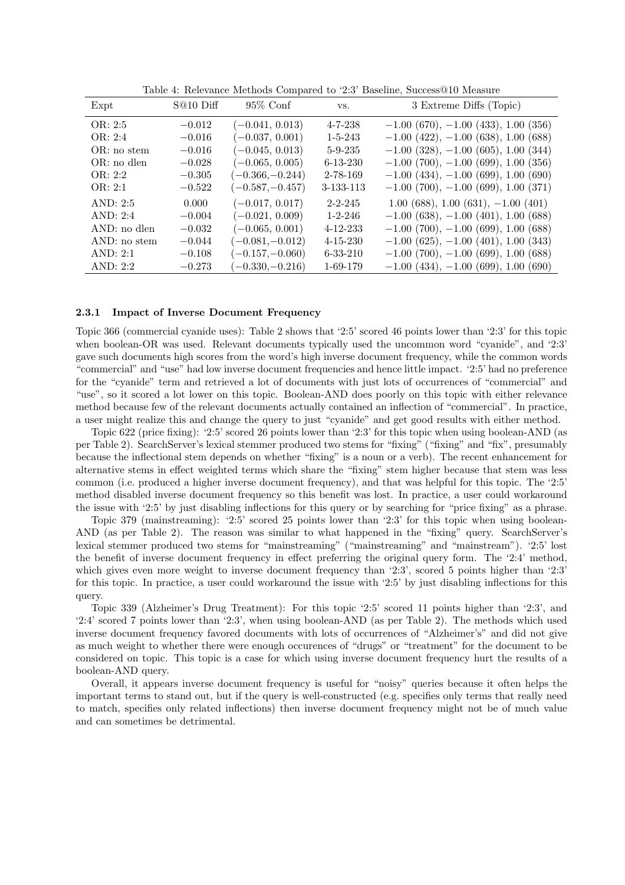Table 4: Relevance Methods Compared to '2:3' Baseline, Success@10 Measure

| Expt | S@10 Diff | 95% Conf | vs. | 3 Extreme Diffs (Topic) |
|---|---|---|---|---|
| OR: 2:5 | −0.012 | (−0.041, 0.013) | 4-7-238 | −1.00 (670), −1.00 (433), 1.00 (356) |
| OR: 2:4 | −0.016 | (−0.037, 0.001) | 1-5-243 | −1.00 (422), −1.00 (638), 1.00 (688) |
| OR: no stem | −0.016 | (−0.045, 0.013) | 5-9-235 | −1.00 (328), −1.00 (605), 1.00 (344) |
| OR: no dlen | −0.028 | (−0.065, 0.005) | 6-13-230 | −1.00 (700), −1.00 (699), 1.00 (356) |
| OR: 2:2 | −0.305 | (−0.366, −0.244) | 2-78-169 | −1.00 (434), −1.00 (699), 1.00 (690) |
| OR: 2:1 | −0.522 | (−0.587, −0.457) | 3-133-113 | −1.00 (700), −1.00 (699), 1.00 (371) |
| AND: 2:5 | 0.000 | (−0.017, 0.017) | 2-2-245 | 1.00 (688), 1.00 (631), −1.00 (401) |
| AND: 2:4 | −0.004 | (−0.021, 0.009) | 1-2-246 | −1.00 (638), −1.00 (401), 1.00 (688) |
| AND: no dlen | −0.032 | (−0.065, 0.001) | 4-12-233 | −1.00 (700), −1.00 (699), 1.00 (688) |
| AND: no stem | −0.044 | (−0.081, −0.012) | 4-15-230 | −1.00 (625), −1.00 (401), 1.00 (343) |
| AND: 2:1 | −0.108 | (−0.157, −0.060) | 6-33-210 | −1.00 (700), −1.00 (699), 1.00 (688) |
| AND: 2:2 | −0.273 | (−0.330, −0.216) | 1-69-179 | −1.00 (434), −1.00 (699), 1.00 (690) |

### 2.3.1 Impact of Inverse Document Frequency

Topic 366 (commercial cyanide uses): Table 2 shows that '2:5' scored 46 points lower than '2:3' for this topic when boolean-OR was used. Relevant documents typically used the uncommon word "cyanide", and '2:3' gave such documents high scores from the word's high inverse document frequency, while the common words "commercial" and "use" had low inverse document frequencies and hence little impact. '2:5' had no preference for the "cyanide" term and retrieved a lot of documents with just lots of occurrences of "commercial" and "use", so it scored a lot lower on this topic. Boolean-AND does poorly on this topic with either relevance method because few of the relevant documents actually contained an inflection of "commercial". In practice, a user might realize this and change the query to just "cyanide" and get good results with either method.

Topic 622 (price fixing): '2:5' scored 26 points lower than '2:3' for this topic when using boolean-AND (as per Table 2). SearchServer's lexical stemmer produced two stems for "fixing" ("fixing" and "fix", presumably because the inflectional stem depends on whether "fixing" is a noun or a verb). The recent enhancement for alternative stems in effect weighted terms which share the "fixing" stem higher because that stem was less common (i.e. produced a higher inverse document frequency), and that was helpful for this topic. The '2:5' method disabled inverse document frequency so this benefit was lost. In practice, a user could workaround the issue with '2:5' by just disabling inflections for this query or by searching for "price fixing" as a phrase.

Topic 379 (mainstreaming): '2:5' scored 25 points lower than '2:3' for this topic when using boolean-AND (as per Table 2). The reason was similar to what happened in the "fixing" query. SearchServer's lexical stemmer produced two stems for "mainstreaming" ("mainstreaming" and "mainstream"). '2:5' lost the benefit of inverse document frequency in effect preferring the original query form. The '2:4' method, which gives even more weight to inverse document frequency than '2:3', scored 5 points higher than '2:3' for this topic. In practice, a user could workaround the issue with '2:5' by just disabling inflections for this query.

Topic 339 (Alzheimer's Drug Treatment): For this topic '2:5' scored 11 points higher than '2:3', and '2:4' scored 7 points lower than '2:3', when using boolean-AND (as per Table 2). The methods which used inverse document frequency favored documents with lots of occurrences of "Alzheimer's" and did not give as much weight to whether there were enough occurences of "drugs" or "treatment" for the document to be considered on topic. This topic is a case for which using inverse document frequency hurt the results of a boolean-AND query.

Overall, it appears inverse document frequency is useful for "noisy" queries because it often helps the important terms to stand out, but if the query is well-constructed (e.g. specifies only terms that really need to match, specifies only related inflections) then inverse document frequency might not be of much value and can sometimes be detrimental.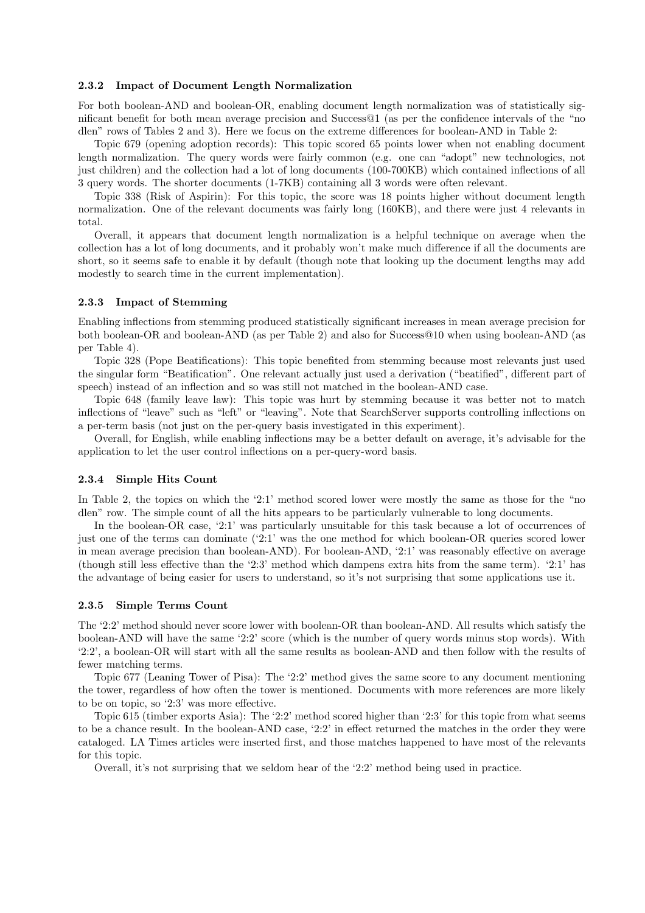### 2.3.2 Impact of Document Length Normalization

For both boolean-AND and boolean-OR, enabling document length normalization was of statistically significant benefit for both mean average precision and Success@1 (as per the confidence intervals of the "no dlen" rows of Tables 2 and 3). Here we focus on the extreme differences for boolean-AND in Table 2:

Topic 679 (opening adoption records): This topic scored 65 points lower when not enabling document length normalization. The query words were fairly common (e.g. one can "adopt" new technologies, not just children) and the collection had a lot of long documents (100-700KB) which contained inflections of all 3 query words. The shorter documents (1-7KB) containing all 3 words were often relevant.

Topic 338 (Risk of Aspirin): For this topic, the score was 18 points higher without document length normalization. One of the relevant documents was fairly long (160KB), and there were just 4 relevants in total.

Overall, it appears that document length normalization is a helpful technique on average when the collection has a lot of long documents, and it probably won't make much difference if all the documents are short, so it seems safe to enable it by default (though note that looking up the document lengths may add modestly to search time in the current implementation).

### 2.3.3 Impact of Stemming

Enabling inflections from stemming produced statistically significant increases in mean average precision for both boolean-OR and boolean-AND (as per Table 2) and also for Success@10 when using boolean-AND (as per Table 4).

Topic 328 (Pope Beatifications): This topic benefited from stemming because most relevants just used the singular form "Beatification". One relevant actually just used a derivation ("beatified", different part of speech) instead of an inflection and so was still not matched in the boolean-AND case.

Topic 648 (family leave law): This topic was hurt by stemming because it was better not to match inflections of "leave" such as "left" or "leaving". Note that SearchServer supports controlling inflections on a per-term basis (not just on the per-query basis investigated in this experiment).

Overall, for English, while enabling inflections may be a better default on average, it's advisable for the application to let the user control inflections on a per-query-word basis.

### 2.3.4 Simple Hits Count

In Table 2, the topics on which the '2:1' method scored lower were mostly the same as those for the "no dlen" row. The simple count of all the hits appears to be particularly vulnerable to long documents.

In the boolean-OR case, '2:1' was particularly unsuitable for this task because a lot of occurrences of just one of the terms can dominate ('2:1' was the one method for which boolean-OR queries scored lower in mean average precision than boolean-AND). For boolean-AND, '2:1' was reasonably effective on average (though still less effective than the '2:3' method which dampens extra hits from the same term). '2:1' has the advantage of being easier for users to understand, so it's not surprising that some applications use it.

### 2.3.5 Simple Terms Count

The '2:2' method should never score lower with boolean-OR than boolean-AND. All results which satisfy the boolean-AND will have the same '2:2' score (which is the number of query words minus stop words). With '2:2', a boolean-OR will start with all the same results as boolean-AND and then follow with the results of fewer matching terms.

Topic 677 (Leaning Tower of Pisa): The '2:2' method gives the same score to any document mentioning the tower, regardless of how often the tower is mentioned. Documents with more references are more likely to be on topic, so '2:3' was more effective.

Topic 615 (timber exports Asia): The '2:2' method scored higher than '2:3' for this topic from what seems to be a chance result. In the boolean-AND case, '2:2' in effect returned the matches in the order they were cataloged. LA Times articles were inserted first, and those matches happened to have most of the relevants for this topic.

Overall, it's not surprising that we seldom hear of the '2:2' method being used in practice.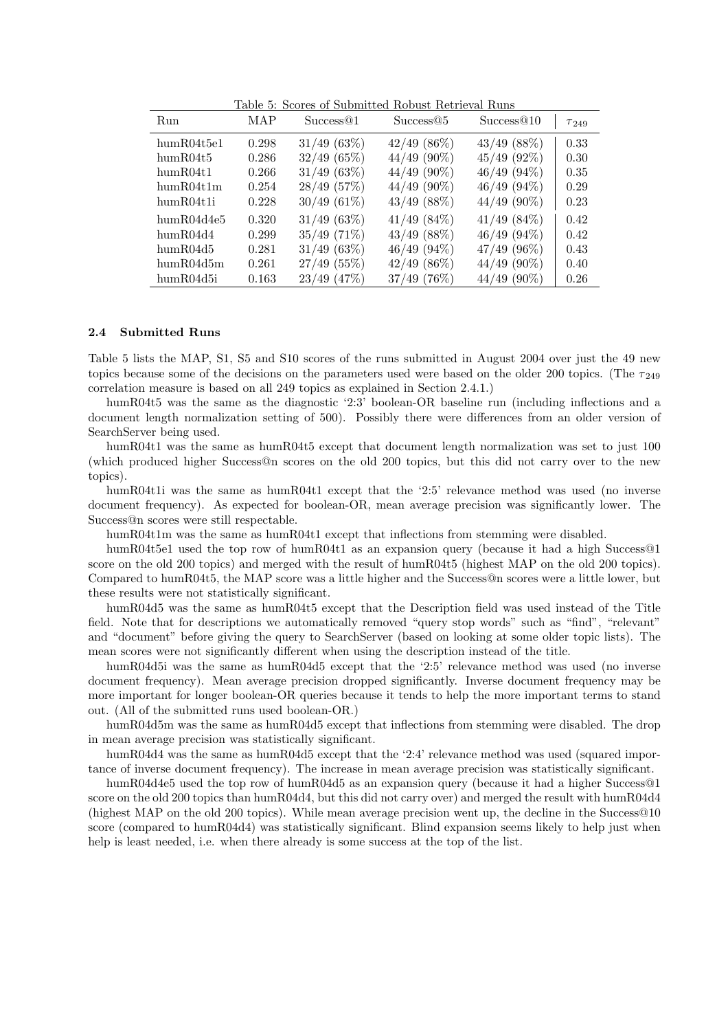Table 5: Scores of Submitted Robust Retrieval Runs

| Run | MAP | Success@1 | Success@5 | Success@10 | $\tau_{249}$ |
|---|---|---|---|---|---|
| humR04t5e1 | 0.298 | 31/49 (63%) | 42/49 (86%) | 43/49 (88%) | 0.33 |
| humR04t5 | 0.286 | 32/49 (65%) | 44/49 (90%) | 45/49 (92%) | 0.30 |
| humR04t1 | 0.266 | 31/49 (63%) | 44/49 (90%) | 46/49 (94%) | 0.35 |
| humR04t1m | 0.254 | 28/49 (57%) | 44/49 (90%) | 46/49 (94%) | 0.29 |
| humR04t1i | 0.228 | 30/49 (61%) | 43/49 (88%) | 44/49 (90%) | 0.23 |
| humR04d4e5 | 0.320 | 31/49 (63%) | 41/49 (84%) | 41/49 (84%) | 0.42 |
| humR04d4 | 0.299 | 35/49 (71%) | 43/49 (88%) | 46/49 (94%) | 0.42 |
| humR04d5 | 0.281 | 31/49 (63%) | 46/49 (94%) | 47/49 (96%) | 0.43 |
| humR04d5m | 0.261 | 27/49 (55%) | 42/49 (86%) | 44/49 (90%) | 0.40 |
| humR04d5i | 0.163 | 23/49 (47%) | 37/49 (76%) | 44/49 (90%) | 0.26 |

### 2.4 Submitted Runs

Table 5 lists the MAP, S1, S5 and S10 scores of the runs submitted in August 2004 over just the 49 new topics because some of the decisions on the parameters used were based on the older 200 topics. (The $\tau_{249}$ correlation measure is based on all 249 topics as explained in Section 2.4.1.)

humR04t5 was the same as the diagnostic '2:3' boolean-OR baseline run (including inflections and a document length normalization setting of 500). Possibly there were differences from an older version of SearchServer being used.

humR04t1 was the same as humR04t5 except that document length normalization was set to just 100 (which produced higher Success@n scores on the old 200 topics, but this did not carry over to the new topics).

humR04t1i was the same as humR04t1 except that the '2:5' relevance method was used (no inverse document frequency). As expected for boolean-OR, mean average precision was significantly lower. The Success@n scores were still respectable.

humR04t1m was the same as humR04t1 except that inflections from stemming were disabled.

humR04t5e1 used the top row of humR04t1 as an expansion query (because it had a high Success@1 score on the old 200 topics) and merged with the result of humR04t5 (highest MAP on the old 200 topics). Compared to humR04t5, the MAP score was a little higher and the Success@n scores were a little lower, but these results were not statistically significant.

humR04d5 was the same as humR04t5 except that the Description field was used instead of the Title field. Note that for descriptions we automatically removed "query stop words" such as "find", "relevant" and "document" before giving the query to SearchServer (based on looking at some older topic lists). The mean scores were not significantly different when using the description instead of the title.

humR04d5i was the same as humR04d5 except that the '2:5' relevance method was used (no inverse document frequency). Mean average precision dropped significantly. Inverse document frequency may be more important for longer boolean-OR queries because it tends to help the more important terms to stand out. (All of the submitted runs used boolean-OR.)

humR04d5m was the same as humR04d5 except that inflections from stemming were disabled. The drop in mean average precision was statistically significant.

humR04d4 was the same as humR04d5 except that the '2:4' relevance method was used (squared importance of inverse document frequency). The increase in mean average precision was statistically significant.

humR04d4e5 used the top row of humR04d5 as an expansion query (because it had a higher Success@1 score on the old 200 topics than humR04d4, but this did not carry over) and merged the result with humR04d4 (highest MAP on the old 200 topics). While mean average precision went up, the decline in the Success@10 score (compared to humR04d4) was statistically significant. Blind expansion seems likely to help just when help is least needed, i.e. when there already is some success at the top of the list.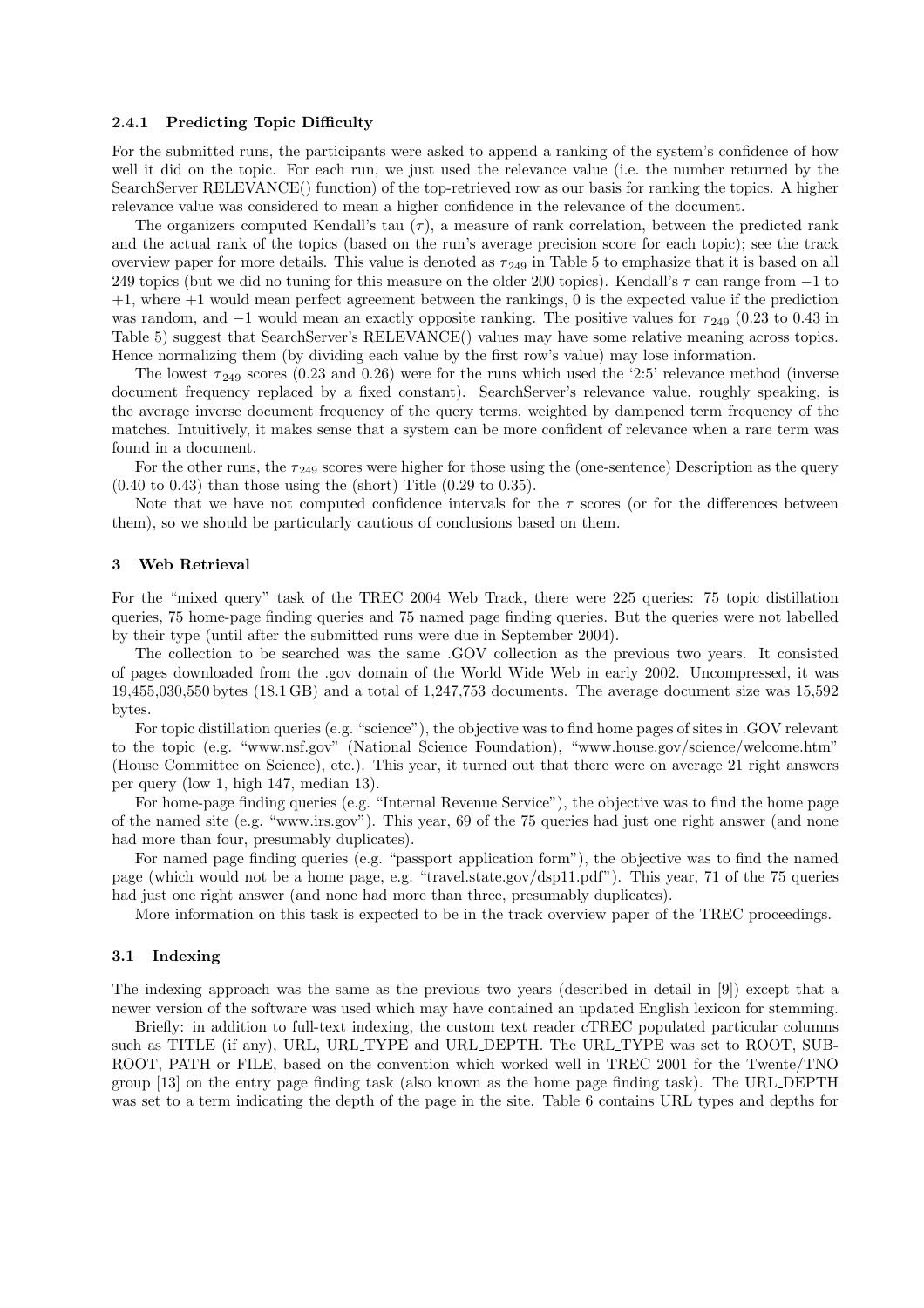#### 2.4.1 Predicting Topic Difficulty

For the submitted runs, the participants were asked to append a ranking of the system's confidence of how well it did on the topic. For each run, we just used the relevance value (i.e. the number returned by the SearchServer RELEVANCE() function) of the top-retrieved row as our basis for ranking the topics. A higher relevance value was considered to mean a higher confidence in the relevance of the document.

The organizers computed Kendall's tau ($\tau$), a measure of rank correlation, between the predicted rank and the actual rank of the topics (based on the run's average precision score for each topic); see the track overview paper for more details. This value is denoted as $\tau_{249}$ in Table 5 to emphasize that it is based on all 249 topics (but we did no tuning for this measure on the older 200 topics). Kendall's $\tau$ can range from $-1$ to $+1$, where $+1$ would mean perfect agreement between the rankings, 0 is the expected value if the prediction was random, and $-1$ would mean an exactly opposite ranking. The positive values for $\tau_{249}$ (0.23 to 0.43 in Table 5) suggest that SearchServer's RELEVANCE() values may have some relative meaning across topics. Hence normalizing them (by dividing each value by the first row's value) may lose information.

The lowest $\tau_{249}$ scores (0.23 and 0.26) were for the runs which used the '2:5' relevance method (inverse document frequency replaced by a fixed constant). SearchServer's relevance value, roughly speaking, is the average inverse document frequency of the query terms, weighted by dampened term frequency of the matches. Intuitively, it makes sense that a system can be more confident of relevance when a rare term was found in a document.

For the other runs, the $\tau_{249}$ scores were higher for those using the (one-sentence) Description as the query (0.40 to 0.43) than those using the (short) Title (0.29 to 0.35).

Note that we have not computed confidence intervals for the $\tau$ scores (or for the differences between them), so we should be particularly cautious of conclusions based on them.

## 3 Web Retrieval

For the "mixed query" task of the TREC 2004 Web Track, there were 225 queries: 75 topic distillation queries, 75 home-page finding queries and 75 named page finding queries. But the queries were not labelled by their type (until after the submitted runs were due in September 2004).

The collection to be searched was the same .GOV collection as the previous two years. It consisted of pages downloaded from the .gov domain of the World Wide Web in early 2002. Uncompressed, it was 19,455,030,550 bytes (18.1 GB) and a total of 1,247,753 documents. The average document size was 15,592 bytes.

For topic distillation queries (e.g. "science"), the objective was to find home pages of sites in .GOV relevant to the topic (e.g. "www.nsf.gov" (National Science Foundation), "www.house.gov/science/welcome.htm" (House Committee on Science), etc.). This year, it turned out that there were on average 21 right answers per query (low 1, high 147, median 13).

For home-page finding queries (e.g. "Internal Revenue Service"), the objective was to find the home page of the named site (e.g. "www.irs.gov"). This year, 69 of the 75 queries had just one right answer (and none had more than four, presumably duplicates).

For named page finding queries (e.g. "passport application form"), the objective was to find the named page (which would not be a home page, e.g. "travel.state.gov/dsp11.pdf"). This year, 71 of the 75 queries had just one right answer (and none had more than three, presumably duplicates).

More information on this task is expected to be in the track overview paper of the TREC proceedings.

### 3.1 Indexing

The indexing approach was the same as the previous two years (described in detail in [9]) except that a newer version of the software was used which may have contained an updated English lexicon for stemming.

Briefly: in addition to full-text indexing, the custom text reader cTREC populated particular columns such as TITLE (if any), URL, URL_TYPE and URL_DEPTH. The URL_TYPE was set to ROOT, SUBROOT, PATH or FILE, based on the convention which worked well in TREC 2001 for the Twente/TNO group [13] on the entry page finding task (also known as the home page finding task). The URL_DEPTH was set to a term indicating the depth of the page in the site. Table 6 contains URL types and depths for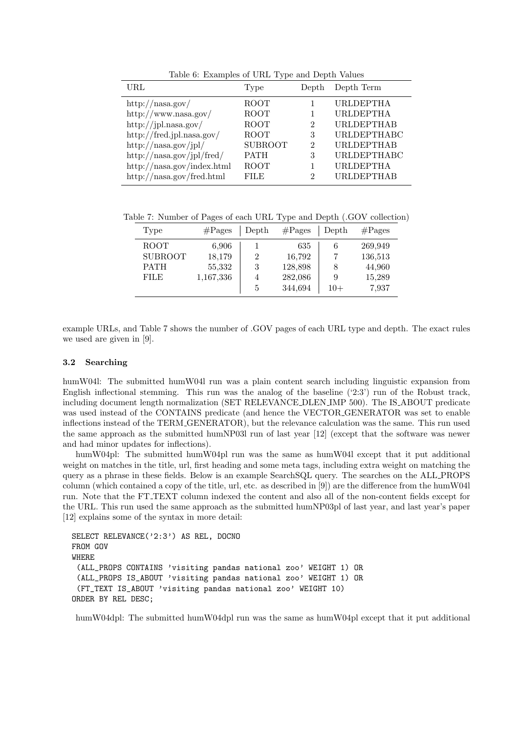Table 6: Examples of URL Type and Depth Values

| URL | Type | Depth | Depth Term |
|---|---|---|---|
| http://nasa.gov/ | ROOT | 1 | URLDEPTHA |
| http://www.nasa.gov/ | ROOT | 1 | URLDEPTHA |
| http://jpl.nasa.gov/ | ROOT | 2 | URLDEPTHAB |
| http://fred.jpl.nasa.gov/ | ROOT | 3 | URLDEPTHABC |
| http://nasa.gov/jpl/ | SUBROOT | 2 | URLDEPTHAB |
| http://nasa.gov/jpl/fred/ | PATH | 3 | URLDEPTHABC |
| http://nasa.gov/index.html | ROOT | 1 | URLDEPTHA |
| http://nasa.gov/fred.html | FILE | 2 | URLDEPTHAB |

Table 7: Number of Pages of each URL Type and Depth (.GOV collection)

| Type | #Pages | Depth | #Pages | Depth | #Pages |
|---|---|---|---|---|---|
| ROOT | 6,906 | 1 | 635 | 6 | 269,949 |
| SUBROOT | 18,179 | 2 | 16,792 | 7 | 136,513 |
| PATH | 55,332 | 3 | 128,898 | 8 | 44,960 |
| FILE | 1,167,336 | 4 | 282,086 | 9 | 15,289 |
| | | 5 | 344,694 | 10+ | 7,937 |

example URLs, and Table 7 shows the number of .GOV pages of each URL type and depth. The exact rules we used are given in [9].

### 3.2 Searching

humW04l: The submitted humW04l run was a plain content search including linguistic expansion from English inflectional stemming. This run was the analog of the baseline ('2:3') run of the Robust track, including document length normalization (SET RELEVANCE_DLEN_IMP 500). The IS_ABOUT predicate was used instead of the CONTAINS predicate (and hence the VECTOR_GENERATOR was set to enable inflections instead of the TERM_GENERATOR), but the relevance calculation was the same. This run used the same approach as the submitted humNP03l run of last year [12] (except that the software was newer and had minor updates for inflections).

humW04pl: The submitted humW04pl run was the same as humW04l except that it put additional weight on matches in the title, url, first heading and some meta tags, including extra weight on matching the query as a phrase in these fields. Below is an example SearchSQL query. The searches on the ALL_PROPS column (which contained a copy of the title, url, etc. as described in [9]) are the difference from the humW04l run. Note that the FT_TEXT column indexed the content and also all of the non-content fields except for the URL. This run used the same approach as the submitted humNP03pl of last year, and last year's paper [12] explains some of the syntax in more detail:

```
SELECT RELEVANCE('2:3') AS REL, DOCNO
FROM GOV
WHERE
 (ALL_PROPS CONTAINS 'visiting pandas national zoo' WEIGHT 1) OR
 (ALL_PROPS IS_ABOUT 'visiting pandas national zoo' WEIGHT 1) OR
 (FT_TEXT IS_ABOUT 'visiting pandas national zoo' WEIGHT 10)
ORDER BY REL DESC;
```

humW04dpl: The submitted humW04dpl run was the same as humW04pl except that it put additional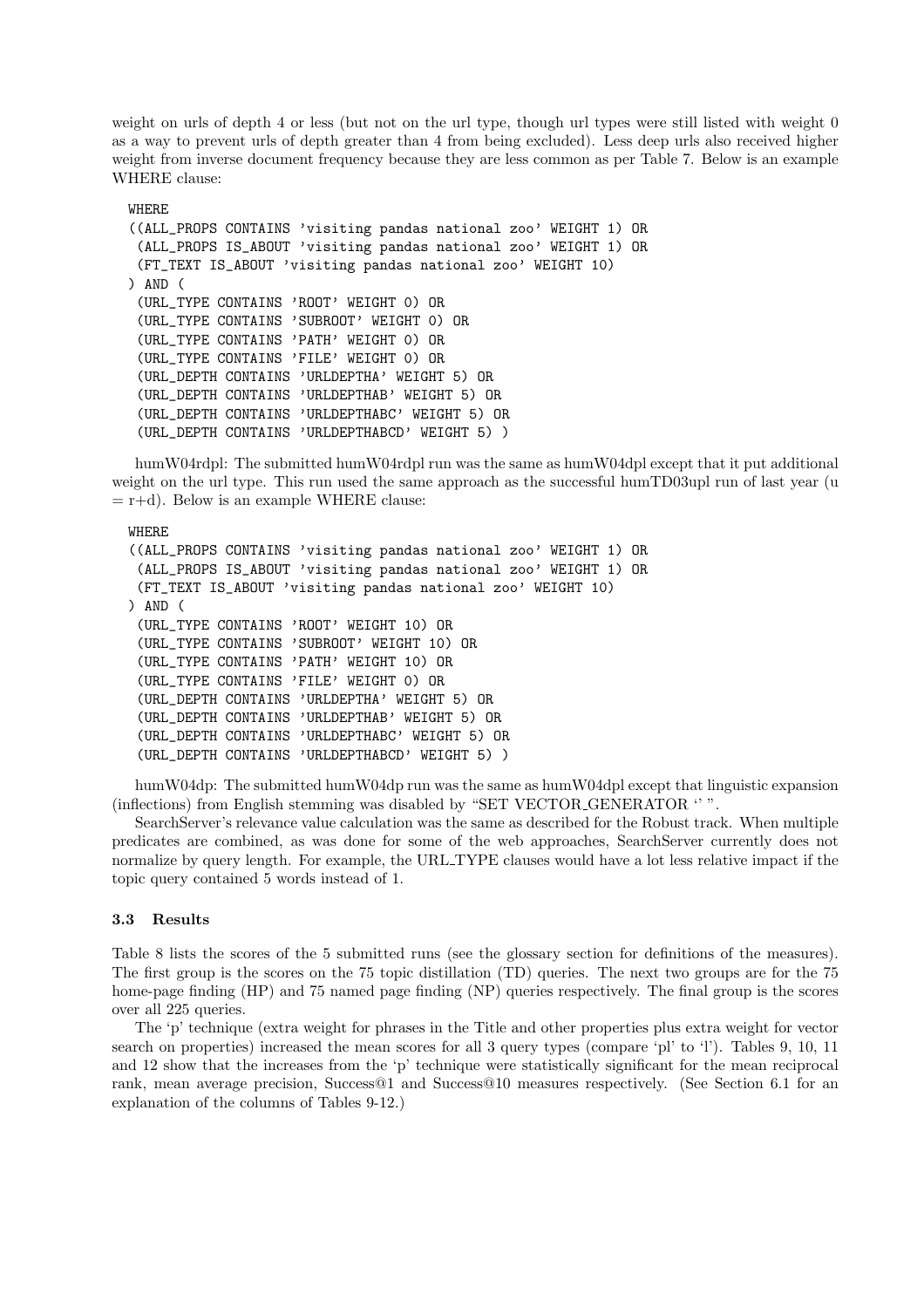weight on urls of depth 4 or less (but not on the url type, though url types were still listed with weight 0 as a way to prevent urls of depth greater than 4 from being excluded). Less deep urls also received higher weight from inverse document frequency because they are less common as per Table 7. Below is an example WHERE clause:

```
WHERE
((ALL_PROPS CONTAINS 'visiting pandas national zoo' WEIGHT 1) OR
 (ALL_PROPS IS_ABOUT 'visiting pandas national zoo' WEIGHT 1) OR
 (FT_TEXT IS_ABOUT 'visiting pandas national zoo' WEIGHT 10)
) AND (
 (URL_TYPE CONTAINS 'ROOT' WEIGHT 0) OR
 (URL_TYPE CONTAINS 'SUBROOT' WEIGHT 0) OR
 (URL_TYPE CONTAINS 'PATH' WEIGHT 0) OR
 (URL_TYPE CONTAINS 'FILE' WEIGHT 0) OR
 (URL_DEPTH CONTAINS 'URLDEPTHA' WEIGHT 5) OR
 (URL_DEPTH CONTAINS 'URLDEPTHAB' WEIGHT 5) OR
 (URL_DEPTH CONTAINS 'URLDEPTHABC' WEIGHT 5) OR
 (URL_DEPTH CONTAINS 'URLDEPTHABCD' WEIGHT 5) )
```

humW04rdpl: The submitted humW04rdpl run was the same as humW04dpl except that it put additional weight on the url type. This run used the same approach as the successful humTD03upl run of last year (u = r+d). Below is an example WHERE clause:

```
WHERE
((ALL_PROPS CONTAINS 'visiting pandas national zoo' WEIGHT 1) OR
 (ALL_PROPS IS_ABOUT 'visiting pandas national zoo' WEIGHT 1) OR
 (FT_TEXT IS_ABOUT 'visiting pandas national zoo' WEIGHT 10)
) AND (
 (URL_TYPE CONTAINS 'ROOT' WEIGHT 10) OR
 (URL_TYPE CONTAINS 'SUBROOT' WEIGHT 10) OR
 (URL_TYPE CONTAINS 'PATH' WEIGHT 10) OR
 (URL_TYPE CONTAINS 'FILE' WEIGHT 0) OR
 (URL_DEPTH CONTAINS 'URLDEPTHA' WEIGHT 5) OR
 (URL_DEPTH CONTAINS 'URLDEPTHAB' WEIGHT 5) OR
 (URL_DEPTH CONTAINS 'URLDEPTHABC' WEIGHT 5) OR
 (URL_DEPTH CONTAINS 'URLDEPTHABCD' WEIGHT 5) )
```

humW04dp: The submitted humW04dp run was the same as humW04dpl except that linguistic expansion (inflections) from English stemming was disabled by "SET VECTOR_GENERATOR '' ".

SearchServer's relevance value calculation was the same as described for the Robust track. When multiple predicates are combined, as was done for some of the web approaches, SearchServer currently does not normalize by query length. For example, the URL_TYPE clauses would have a lot less relative impact if the topic query contained 5 words instead of 1.

### 3.3 Results

Table 8 lists the scores of the 5 submitted runs (see the glossary section for definitions of the measures). The first group is the scores on the 75 topic distillation (TD) queries. The next two groups are for the 75 home-page finding (HP) and 75 named page finding (NP) queries respectively. The final group is the scores over all 225 queries.

The 'p' technique (extra weight for phrases in the Title and other properties plus extra weight for vector search on properties) increased the mean scores for all 3 query types (compare 'pl' to 'l'). Tables 9, 10, 11 and 12 show that the increases from the 'p' technique were statistically significant for the mean reciprocal rank, mean average precision, Success@1 and Success@10 measures respectively. (See Section 6.1 for an explanation of the columns of Tables 9-12.)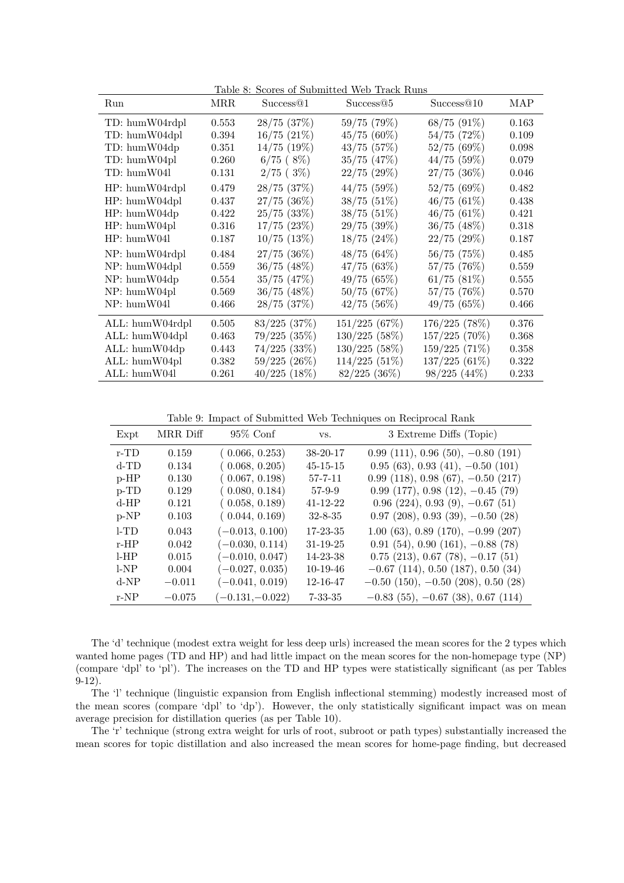Table 8: Scores of Submitted Web Track Runs

| Run | MRR | Success@1 | Success@5 | Success@10 | MAP |
|---|---|---|---|---|---|
| TD: humW04rdpl | 0.553 | 28/75 (37%) | 59/75 (79%) | 68/75 (91%) | 0.163 |
| TD: humW04dpl | 0.394 | 16/75 (21%) | 45/75 (60%) | 54/75 (72%) | 0.109 |
| TD: humW04dp | 0.351 | 14/75 (19%) | 43/75 (57%) | 52/75 (69%) | 0.098 |
| TD: humW04pl | 0.260 | 6/75 ( 8%) | 35/75 (47%) | 44/75 (59%) | 0.079 |
| TD: humW04l | 0.131 | 2/75 ( 3%) | 22/75 (29%) | 27/75 (36%) | 0.046 |
| HP: humW04rdpl | 0.479 | 28/75 (37%) | 44/75 (59%) | 52/75 (69%) | 0.482 |
| HP: humW04dpl | 0.437 | 27/75 (36%) | 38/75 (51%) | 46/75 (61%) | 0.438 |
| HP: humW04dp | 0.422 | 25/75 (33%) | 38/75 (51%) | 46/75 (61%) | 0.421 |
| HP: humW04pl | 0.316 | 17/75 (23%) | 29/75 (39%) | 36/75 (48%) | 0.318 |
| HP: humW04l | 0.187 | 10/75 (13%) | 18/75 (24%) | 22/75 (29%) | 0.187 |
| NP: humW04rdpl | 0.484 | 27/75 (36%) | 48/75 (64%) | 56/75 (75%) | 0.485 |
| NP: humW04dpl | 0.559 | 36/75 (48%) | 47/75 (63%) | 57/75 (76%) | 0.559 |
| NP: humW04dp | 0.554 | 35/75 (47%) | 49/75 (65%) | 61/75 (81%) | 0.555 |
| NP: humW04pl | 0.569 | 36/75 (48%) | 50/75 (67%) | 57/75 (76%) | 0.570 |
| NP: humW04l | 0.466 | 28/75 (37%) | 42/75 (56%) | 49/75 (65%) | 0.466 |
| ALL: humW04rdpl | 0.505 | 83/225 (37%) | 151/225 (67%) | 176/225 (78%) | 0.376 |
| ALL: humW04dpl | 0.463 | 79/225 (35%) | 130/225 (58%) | 157/225 (70%) | 0.368 |
| ALL: humW04dp | 0.443 | 74/225 (33%) | 130/225 (58%) | 159/225 (71%) | 0.358 |
| ALL: humW04pl | 0.382 | 59/225 (26%) | 114/225 (51%) | 137/225 (61%) | 0.322 |
| ALL: humW04l | 0.261 | 40/225 (18%) | 82/225 (36%) | 98/225 (44%) | 0.233 |

Table 9: Impact of Submitted Web Techniques on Reciprocal Rank

| Expt | MRR Diff | 95% Conf | vs. | 3 Extreme Diffs (Topic) |
|---|---|---|---|---|
| r-TD | 0.159 | ( 0.066, 0.253) | 38-20-17 | 0.99 (111), 0.96 (50), −0.80 (191) |
| d-TD | 0.134 | ( 0.068, 0.205) | 45-15-15 | 0.95 (63), 0.93 (41), −0.50 (101) |
| p-HP | 0.130 | ( 0.067, 0.198) | 57-7-11 | 0.99 (118), 0.98 (67), −0.50 (217) |
| p-TD | 0.129 | ( 0.080, 0.184) | 57-9-9 | 0.99 (177), 0.98 (12), −0.45 (79) |
| d-HP | 0.121 | ( 0.058, 0.189) | 41-12-22 | 0.96 (224), 0.93 (9), −0.67 (51) |
| p-NP | 0.103 | ( 0.044, 0.169) | 32-8-35 | 0.97 (208), 0.93 (39), −0.50 (28) |
| l-TD | 0.043 | (−0.013, 0.100) | 17-23-35 | 1.00 (63), 0.89 (170), −0.99 (207) |
| r-HP | 0.042 | (−0.030, 0.114) | 31-19-25 | 0.91 (54), 0.90 (161), −0.88 (78) |
| l-HP | 0.015 | (−0.010, 0.047) | 14-23-38 | 0.75 (213), 0.67 (78), −0.17 (51) |
| l-NP | 0.004 | (−0.027, 0.035) | 10-19-46 | −0.67 (114), 0.50 (187), 0.50 (34) |
| d-NP | −0.011 | (−0.041, 0.019) | 12-16-47 | −0.50 (150), −0.50 (208), 0.50 (28) |
| r-NP | −0.075 | (−0.131,−0.022) | 7-33-35 | −0.83 (55), −0.67 (38), 0.67 (114) |

The 'd' technique (modest extra weight for less deep urls) increased the mean scores for the 2 types which wanted home pages (TD and HP) and had little impact on the mean scores for the non-homepage type (NP) (compare 'dpl' to 'pl'). The increases on the TD and HP types were statistically significant (as per Tables 9-12).

The 'l' technique (linguistic expansion from English inflectional stemming) modestly increased most of the mean scores (compare 'dpl' to 'dp'). However, the only statistically significant impact was on mean average precision for distillation queries (as per Table 10).

The 'r' technique (strong extra weight for urls of root, subroot or path types) substantially increased the mean scores for topic distillation and also increased the mean scores for home-page finding, but decreased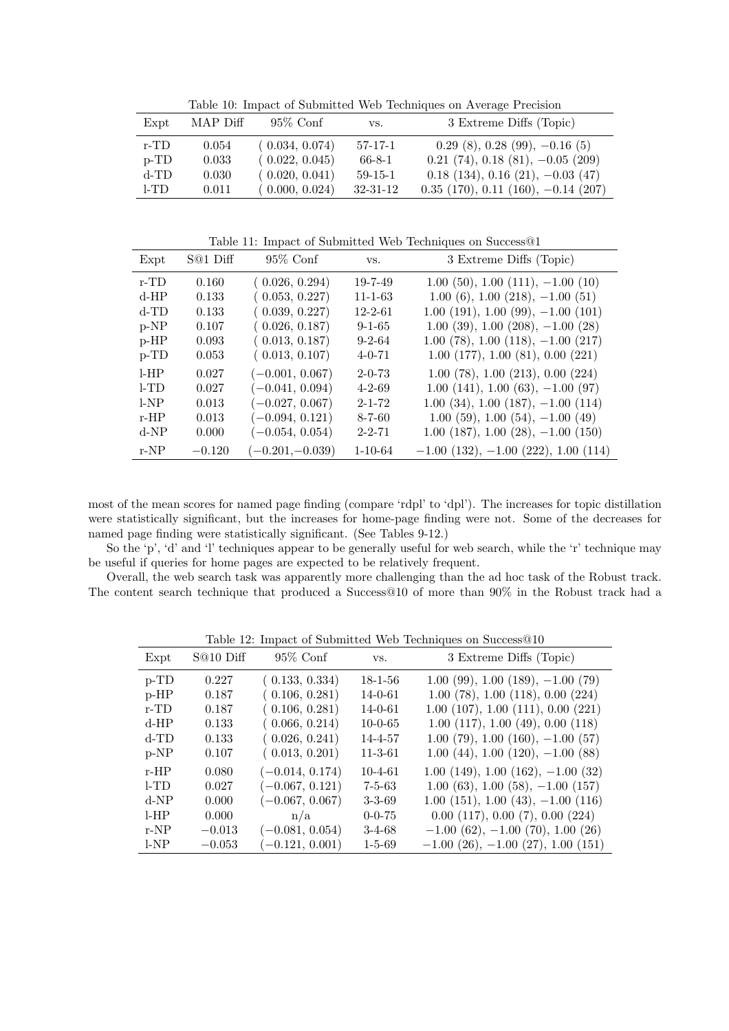Table 10: Impact of Submitted Web Techniques on Average Precision

| Expt | MAP Diff | 95% Conf | vs. | 3 Extreme Diffs (Topic) |
|---|---|---|---|---|
| r-TD | 0.054 | ( 0.034, 0.074) | 57-17-1 | 0.29 (8), 0.28 (99), −0.16 (5) |
| p-TD | 0.033 | ( 0.022, 0.045) | 66-8-1 | 0.21 (74), 0.18 (81), −0.05 (209) |
| d-TD | 0.030 | ( 0.020, 0.041) | 59-15-1 | 0.18 (134), 0.16 (21), −0.03 (47) |
| l-TD | 0.011 | ( 0.000, 0.024) | 32-31-12 | 0.35 (170), 0.11 (160), −0.14 (207) |

Table 11: Impact of Submitted Web Techniques on Success@1

| Expt | S@1 Diff | 95% Conf | vs. | 3 Extreme Diffs (Topic) |
|---|---|---|---|---|
| r-TD | 0.160 | ( 0.026, 0.294) | 19-7-49 | 1.00 (50), 1.00 (111), −1.00 (10) |
| d-HP | 0.133 | ( 0.053, 0.227) | 11-1-63 | 1.00 (6), 1.00 (218), −1.00 (51) |
| d-TD | 0.133 | ( 0.039, 0.227) | 12-2-61 | 1.00 (191), 1.00 (99), −1.00 (101) |
| p-NP | 0.107 | ( 0.026, 0.187) | 9-1-65 | 1.00 (39), 1.00 (208), −1.00 (28) |
| p-HP | 0.093 | ( 0.013, 0.187) | 9-2-64 | 1.00 (78), 1.00 (118), −1.00 (217) |
| p-TD | 0.053 | ( 0.013, 0.107) | 4-0-71 | 1.00 (177), 1.00 (81), 0.00 (221) |
| l-HP | 0.027 | (−0.001, 0.067) | 2-0-73 | 1.00 (78), 1.00 (213), 0.00 (224) |
| l-TD | 0.027 | (−0.041, 0.094) | 4-2-69 | 1.00 (141), 1.00 (63), −1.00 (97) |
| l-NP | 0.013 | (−0.027, 0.067) | 2-1-72 | 1.00 (34), 1.00 (187), −1.00 (114) |
| r-HP | 0.013 | (−0.094, 0.121) | 8-7-60 | 1.00 (59), 1.00 (54), −1.00 (49) |
| d-NP | 0.000 | (−0.054, 0.054) | 2-2-71 | 1.00 (187), 1.00 (28), −1.00 (150) |
| r-NP | −0.120 | (−0.201,−0.039) | 1-10-64 | −1.00 (132), −1.00 (222), 1.00 (114) |

most of the mean scores for named page finding (compare 'rdpl' to 'dpl'). The increases for topic distillation were statistically significant, but the increases for home-page finding were not. Some of the decreases for named page finding were statistically significant. (See Tables 9-12.)

So the 'p', 'd' and 'l' techniques appear to be generally useful for web search, while the 'r' technique may be useful if queries for home pages are expected to be relatively frequent.

Overall, the web search task was apparently more challenging than the ad hoc task of the Robust track. The content search technique that produced a Success@10 of more than 90% in the Robust track had a

Table 12: Impact of Submitted Web Techniques on Success@10

| Expt | S@10 Diff | 95% Conf | vs. | 3 Extreme Diffs (Topic) |
|---|---|---|---|---|
| p-TD | 0.227 | ( 0.133, 0.334) | 18-1-56 | 1.00 (99), 1.00 (189), −1.00 (79) |
| p-HP | 0.187 | ( 0.106, 0.281) | 14-0-61 | 1.00 (78), 1.00 (118), 0.00 (224) |
| r-TD | 0.187 | ( 0.106, 0.281) | 14-0-61 | 1.00 (107), 1.00 (111), 0.00 (221) |
| d-HP | 0.133 | ( 0.066, 0.214) | 10-0-65 | 1.00 (117), 1.00 (49), 0.00 (118) |
| d-TD | 0.133 | ( 0.026, 0.241) | 14-4-57 | 1.00 (79), 1.00 (160), −1.00 (57) |
| p-NP | 0.107 | ( 0.013, 0.201) | 11-3-61 | 1.00 (44), 1.00 (120), −1.00 (88) |
| r-HP | 0.080 | (−0.014, 0.174) | 10-4-61 | 1.00 (149), 1.00 (162), −1.00 (32) |
| l-TD | 0.027 | (−0.067, 0.121) | 7-5-63 | 1.00 (63), 1.00 (58), −1.00 (157) |
| d-NP | 0.000 | (−0.067, 0.067) | 3-3-69 | 1.00 (151), 1.00 (43), −1.00 (116) |
| l-HP | 0.000 | n/a | 0-0-75 | 0.00 (117), 0.00 (7), 0.00 (224) |
| r-NP | −0.013 | (−0.081, 0.054) | 3-4-68 | −1.00 (62), −1.00 (70), 1.00 (26) |
| l-NP | −0.053 | (−0.121, 0.001) | 1-5-69 | −1.00 (26), −1.00 (27), 1.00 (151) |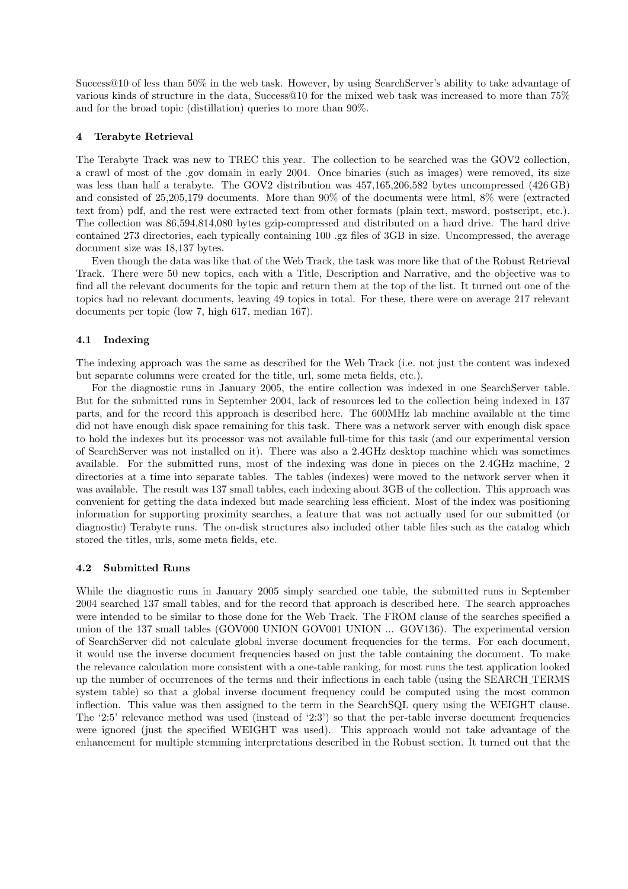Success@10 of less than 50% in the web task. However, by using SearchServer's ability to take advantage of various kinds of structure in the data, Success@10 for the mixed web task was increased to more than 75% and for the broad topic (distillation) queries to more than 90%.

## 4 Terabyte Retrieval

The Terabyte Track was new to TREC this year. The collection to be searched was the GOV2 collection, a crawl of most of the .gov domain in early 2004. Once binaries (such as images) were removed, its size was less than half a terabyte. The GOV2 distribution was 457,165,206,582 bytes uncompressed (426 GB) and consisted of 25,205,179 documents. More than 90% of the documents were html, 8% were (extracted text from) pdf, and the rest were extracted text from other formats (plain text, msword, postscript, etc.). The collection was 86,594,814,080 bytes gzip-compressed and distributed on a hard drive. The hard drive contained 273 directories, each typically containing 100 .gz files of 3GB in size. Uncompressed, the average document size was 18,137 bytes.

Even though the data was like that of the Web Track, the task was more like that of the Robust Retrieval Track. There were 50 new topics, each with a Title, Description and Narrative, and the objective was to find all the relevant documents for the topic and return them at the top of the list. It turned out one of the topics had no relevant documents, leaving 49 topics in total. For these, there were on average 217 relevant documents per topic (low 7, high 617, median 167).

### 4.1 Indexing

The indexing approach was the same as described for the Web Track (i.e. not just the content was indexed but separate columns were created for the title, url, some meta fields, etc.).

For the diagnostic runs in January 2005, the entire collection was indexed in one SearchServer table. But for the submitted runs in September 2004, lack of resources led to the collection being indexed in 137 parts, and for the record this approach is described here. The 600MHz lab machine available at the time did not have enough disk space remaining for this task. There was a network server with enough disk space to hold the indexes but its processor was not available full-time for this task (and our experimental version of SearchServer was not installed on it). There was also a 2.4GHz desktop machine which was sometimes available. For the submitted runs, most of the indexing was done in pieces on the 2.4GHz machine, 2 directories at a time into separate tables. The tables (indexes) were moved to the network server when it was available. The result was 137 small tables, each indexing about 3GB of the collection. This approach was convenient for getting the data indexed but made searching less efficient. Most of the index was positioning information for supporting proximity searches, a feature that was not actually used for our submitted (or diagnostic) Terabyte runs. The on-disk structures also included other table files such as the catalog which stored the titles, urls, some meta fields, etc.

### 4.2 Submitted Runs

While the diagnostic runs in January 2005 simply searched one table, the submitted runs in September 2004 searched 137 small tables, and for the record that approach is described here. The search approaches were intended to be similar to those done for the Web Track. The FROM clause of the searches specified a union of the 137 small tables (GOV000 UNION GOV001 UNION ... GOV136). The experimental version of SearchServer did not calculate global inverse document frequencies for the terms. For each document, it would use the inverse document frequencies based on just the table containing the document. To make the relevance calculation more consistent with a one-table ranking, for most runs the test application looked up the number of occurrences of the terms and their inflections in each table (using the SEARCH_TERMS system table) so that a global inverse document frequency could be computed using the most common inflection. This value was then assigned to the term in the SearchSQL query using the WEIGHT clause. The '2:5' relevance method was used (instead of '2:3') so that the per-table inverse document frequencies were ignored (just the specified WEIGHT was used). This approach would not take advantage of the enhancement for multiple stemming interpretations described in the Robust section. It turned out that the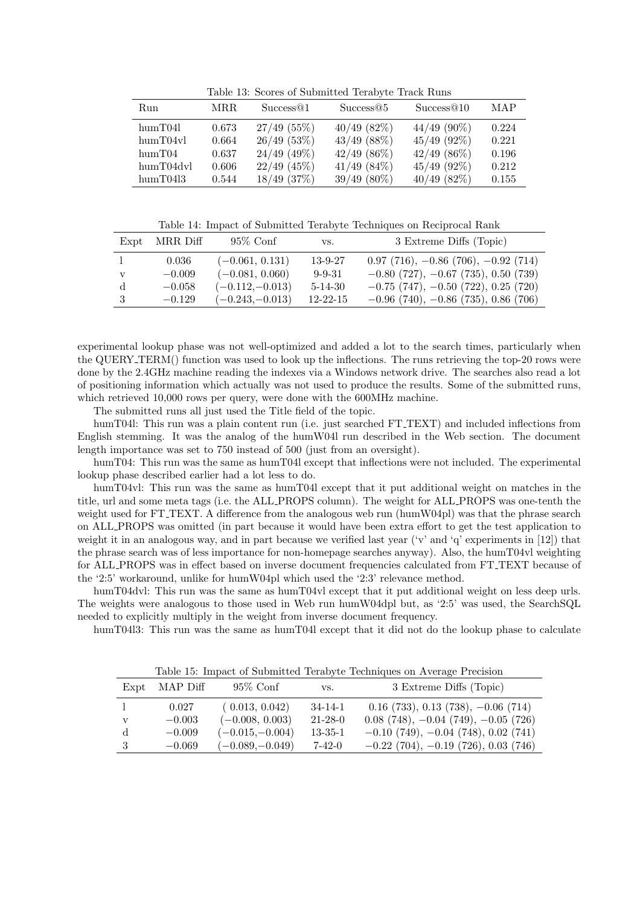Table 13: Scores of Submitted Terabyte Track Runs

| Run | MRR | Success@1 | Success@5 | Success@10 | MAP |
|---|---|---|---|---|---|
| humT04l | 0.673 | 27/49 (55%) | 40/49 (82%) | 44/49 (90%) | 0.224 |
| humT04vl | 0.664 | 26/49 (53%) | 43/49 (88%) | 45/49 (92%) | 0.221 |
| humT04 | 0.637 | 24/49 (49%) | 42/49 (86%) | 42/49 (86%) | 0.196 |
| humT04dvl | 0.606 | 22/49 (45%) | 41/49 (84%) | 45/49 (92%) | 0.212 |
| humT04l3 | 0.544 | 18/49 (37%) | 39/49 (80%) | 40/49 (82%) | 0.155 |

Table 14: Impact of Submitted Terabyte Techniques on Reciprocal Rank

| Expt | MRR Diff | 95% Conf | vs. | 3 Extreme Diffs (Topic) |
|---|---|---|---|---|
| l | 0.036 | (−0.061, 0.131) | 13-9-27 | 0.97 (716), −0.86 (706), −0.92 (714) |
| v | −0.009 | (−0.081, 0.060) | 9-9-31 | −0.80 (727), −0.67 (735), 0.50 (739) |
| d | −0.058 | (−0.112,−0.013) | 5-14-30 | −0.75 (747), −0.50 (722), 0.25 (720) |
| 3 | −0.129 | (−0.243,−0.013) | 12-22-15 | −0.96 (740), −0.86 (735), 0.86 (706) |

experimental lookup phase was not well-optimized and added a lot to the search times, particularly when the QUERY_TERM() function was used to look up the inflections. The runs retrieving the top-20 rows were done by the 2.4GHz machine reading the indexes via a Windows network drive. The searches also read a lot of positioning information which actually was not used to produce the results. Some of the submitted runs, which retrieved 10,000 rows per query, were done with the 600MHz machine.

The submitted runs all just used the Title field of the topic.

humT04l: This run was a plain content run (i.e. just searched FT_TEXT) and included inflections from English stemming. It was the analog of the humW04l run described in the Web section. The document length importance was set to 750 instead of 500 (just from an oversight).

humT04: This run was the same as humT04l except that inflections were not included. The experimental lookup phase described earlier had a lot less to do.

humT04vl: This run was the same as humT04l except that it put additional weight on matches in the title, url and some meta tags (i.e. the ALL_PROPS column). The weight for ALL_PROPS was one-tenth the weight used for FT_TEXT. A difference from the analogous web run (humW04pl) was that the phrase search on ALL_PROPS was omitted (in part because it would have been extra effort to get the test application to weight it in an analogous way, and in part because we verified last year ('v' and 'q' experiments in [12]) that the phrase search was of less importance for non-homepage searches anyway). Also, the humT04vl weighting for ALL_PROPS was in effect based on inverse document frequencies calculated from FT_TEXT because of the '2:5' workaround, unlike for humW04pl which used the '2:3' relevance method.

humT04dvl: This run was the same as humT04vl except that it put additional weight on less deep urls. The weights were analogous to those used in Web run humW04dpl but, as '2:5' was used, the SearchSQL needed to explicitly multiply in the weight from inverse document frequency.

humT04l3: This run was the same as humT04l except that it did not do the lookup phase to calculate

Table 15: Impact of Submitted Terabyte Techniques on Average Precision

| Expt | MAP Diff | 95% Conf | vs. | 3 Extreme Diffs (Topic) |
|---|---|---|---|---|
| l | 0.027 | ( 0.013, 0.042) | 34-14-1 | 0.16 (733), 0.13 (738), −0.06 (714) |
| v | −0.003 | (−0.008, 0.003) | 21-28-0 | 0.08 (748), −0.04 (749), −0.05 (726) |
| d | −0.009 | (−0.015,−0.004) | 13-35-1 | −0.10 (749), −0.04 (748), 0.02 (741) |
| 3 | −0.069 | (−0.089,−0.049) | 7-42-0 | −0.22 (704), −0.19 (726), 0.03 (746) |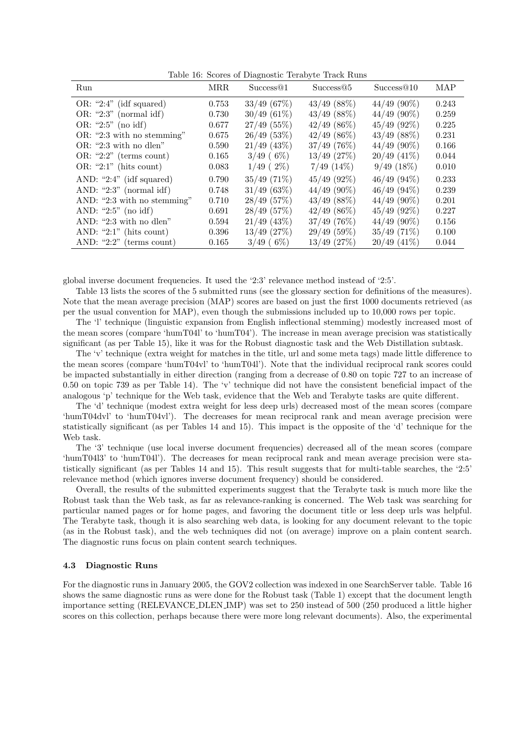Table 16: Scores of Diagnostic Terabyte Track Runs

| Run | MRR | Success@1 | Success@5 | Success@10 | MAP |
|---|---|---|---|---|---|
| OR: "2:4" (idf squared) | 0.753 | 33/49 (67%) | 43/49 (88%) | 44/49 (90%) | 0.243 |
| OR: "2:3" (normal idf) | 0.730 | 30/49 (61%) | 43/49 (88%) | 44/49 (90%) | 0.259 |
| OR: "2:5" (no idf) | 0.677 | 27/49 (55%) | 42/49 (86%) | 45/49 (92%) | 0.225 |
| OR: "2:3 with no stemming" | 0.675 | 26/49 (53%) | 42/49 (86%) | 43/49 (88%) | 0.231 |
| OR: "2:3 with no dlen" | 0.590 | 21/49 (43%) | 37/49 (76%) | 44/49 (90%) | 0.166 |
| OR: "2:2" (terms count) | 0.165 | 3/49 ( 6%) | 13/49 (27%) | 20/49 (41%) | 0.044 |
| OR: "2:1" (hits count) | 0.083 | 1/49 ( 2%) | 7/49 (14%) | 9/49 (18%) | 0.010 |
| AND: "2:4" (idf squared) | 0.790 | 35/49 (71%) | 45/49 (92%) | 46/49 (94%) | 0.233 |
| AND: "2:3" (normal idf) | 0.748 | 31/49 (63%) | 44/49 (90%) | 46/49 (94%) | 0.239 |
| AND: "2:3 with no stemming" | 0.710 | 28/49 (57%) | 43/49 (88%) | 44/49 (90%) | 0.201 |
| AND: "2:5" (no idf) | 0.691 | 28/49 (57%) | 42/49 (86%) | 45/49 (92%) | 0.227 |
| AND: "2:3 with no dlen" | 0.594 | 21/49 (43%) | 37/49 (76%) | 44/49 (90%) | 0.156 |
| AND: "2:1" (hits count) | 0.396 | 13/49 (27%) | 29/49 (59%) | 35/49 (71%) | 0.100 |
| AND: "2:2" (terms count) | 0.165 | 3/49 ( 6%) | 13/49 (27%) | 20/49 (41%) | 0.044 |

global inverse document frequencies. It used the '2:3' relevance method instead of '2:5'.

Table 13 lists the scores of the 5 submitted runs (see the glossary section for definitions of the measures). Note that the mean average precision (MAP) scores are based on just the first 1000 documents retrieved (as per the usual convention for MAP), even though the submissions included up to 10,000 rows per topic.

The 'l' technique (linguistic expansion from English inflectional stemming) modestly increased most of the mean scores (compare 'humT04l' to 'humT04'). The increase in mean average precision was statistically significant (as per Table 15), like it was for the Robust diagnostic task and the Web Distillation subtask.

The 'v' technique (extra weight for matches in the title, url and some meta tags) made little difference to the mean scores (compare 'humT04vl' to 'humT04l'). Note that the individual reciprocal rank scores could be impacted substantially in either direction (ranging from a decrease of 0.80 on topic 727 to an increase of 0.50 on topic 739 as per Table 14). The 'v' technique did not have the consistent beneficial impact of the analogous 'p' technique for the Web task, evidence that the Web and Terabyte tasks are quite different.

The 'd' technique (modest extra weight for less deep urls) decreased most of the mean scores (compare 'humT04dvl' to 'humT04vl'). The decreases for mean reciprocal rank and mean average precision were statistically significant (as per Tables 14 and 15). This impact is the opposite of the 'd' technique for the Web task.

The '3' technique (use local inverse document frequencies) decreased all of the mean scores (compare 'humT04l3' to 'humT04l'). The decreases for mean reciprocal rank and mean average precision were statistically significant (as per Tables 14 and 15). This result suggests that for multi-table searches, the '2:5' relevance method (which ignores inverse document frequency) should be considered.

Overall, the results of the submitted experiments suggest that the Terabyte task is much more like the Robust task than the Web task, as far as relevance-ranking is concerned. The Web task was searching for particular named pages or for home pages, and favoring the document title or less deep urls was helpful. The Terabyte task, though it is also searching web data, is looking for any document relevant to the topic (as in the Robust task), and the web techniques did not (on average) improve on a plain content search. The diagnostic runs focus on plain content search techniques.

### 4.3 Diagnostic Runs

For the diagnostic runs in January 2005, the GOV2 collection was indexed in one SearchServer table. Table 16 shows the same diagnostic runs as were done for the Robust task (Table 1) except that the document length importance setting (RELEVANCE_DLEN_IMP) was set to 250 instead of 500 (250 produced a little higher scores on this collection, perhaps because there were more long relevant documents). Also, the experimental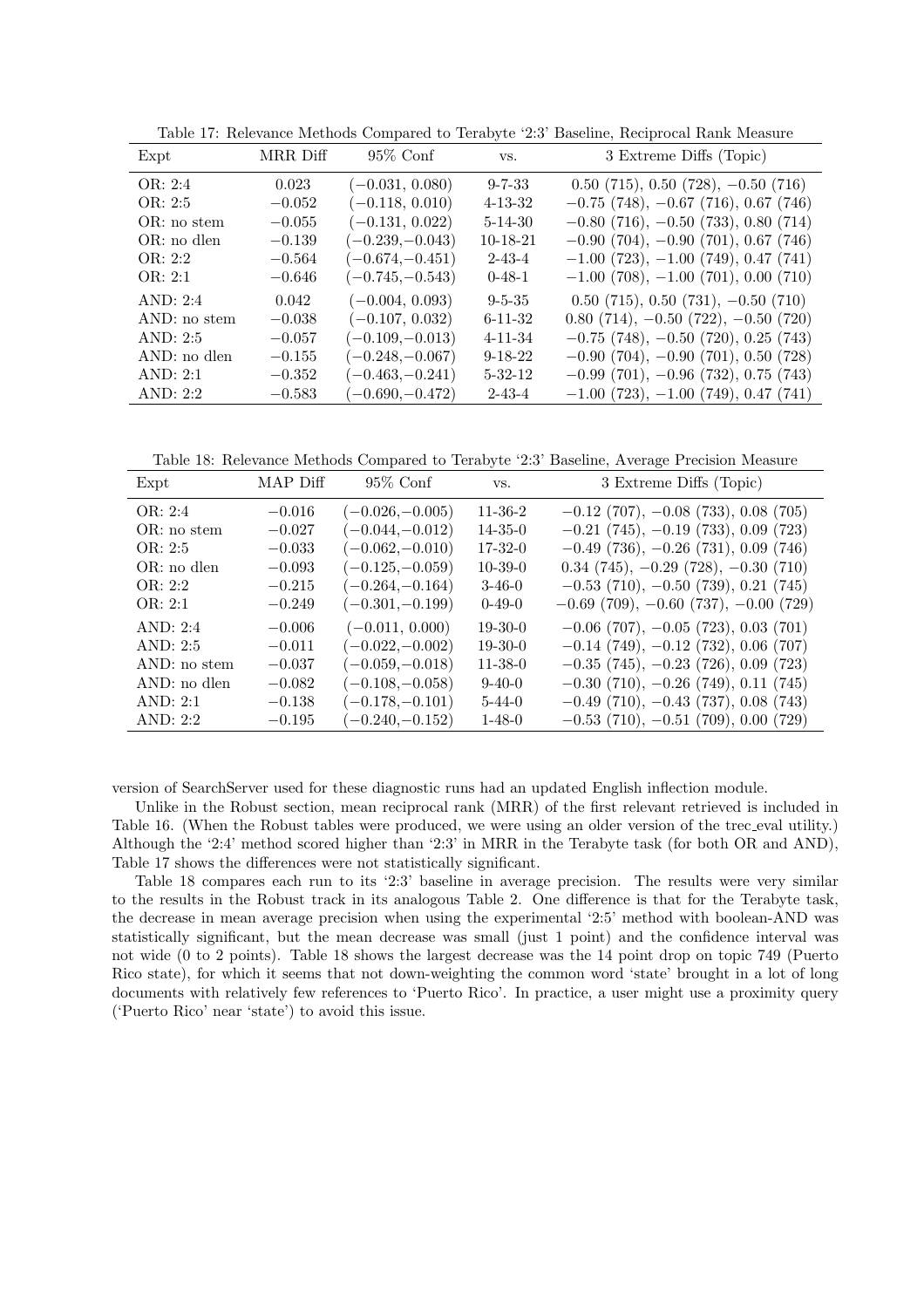Table 17: Relevance Methods Compared to Terabyte '2:3' Baseline, Reciprocal Rank Measure

| Expt | MRR Diff | 95% Conf | vs. | 3 Extreme Diffs (Topic) |
|---|---|---|---|---|
| OR: 2:4 | 0.023 | (−0.031, 0.080) | 9-7-33 | 0.50 (715), 0.50 (728), −0.50 (716) |
| OR: 2:5 | −0.052 | (−0.118, 0.010) | 4-13-32 | −0.75 (748), −0.67 (716), 0.67 (746) |
| OR: no stem | −0.055 | (−0.131, 0.022) | 5-14-30 | −0.80 (716), −0.50 (733), 0.80 (714) |
| OR: no dlen | −0.139 | (−0.239,−0.043) | 10-18-21 | −0.90 (704), −0.90 (701), 0.67 (746) |
| OR: 2:2 | −0.564 | (−0.674,−0.451) | 2-43-4 | −1.00 (723), −1.00 (749), 0.47 (741) |
| OR: 2:1 | −0.646 | (−0.745,−0.543) | 0-48-1 | −1.00 (708), −1.00 (701), 0.00 (710) |
| AND: 2:4 | 0.042 | (−0.004, 0.093) | 9-5-35 | 0.50 (715), 0.50 (731), −0.50 (710) |
| AND: no stem | −0.038 | (−0.107, 0.032) | 6-11-32 | 0.80 (714), −0.50 (722), −0.50 (720) |
| AND: 2:5 | −0.057 | (−0.109,−0.013) | 4-11-34 | −0.75 (748), −0.50 (720), 0.25 (743) |
| AND: no dlen | −0.155 | (−0.248,−0.067) | 9-18-22 | −0.90 (704), −0.90 (701), 0.50 (728) |
| AND: 2:1 | −0.352 | (−0.463,−0.241) | 5-32-12 | −0.99 (701), −0.96 (732), 0.75 (743) |
| AND: 2:2 | −0.583 | (−0.690,−0.472) | 2-43-4 | −1.00 (723), −1.00 (749), 0.47 (741) |

Table 18: Relevance Methods Compared to Terabyte '2:3' Baseline, Average Precision Measure

| Expt | MAP Diff | 95% Conf | vs. | 3 Extreme Diffs (Topic) |
|---|---|---|---|---|
| OR: 2:4 | −0.016 | (−0.026,−0.005) | 11-36-2 | −0.12 (707), −0.08 (733), 0.08 (705) |
| OR: no stem | −0.027 | (−0.044,−0.012) | 14-35-0 | −0.21 (745), −0.19 (733), 0.09 (723) |
| OR: 2:5 | −0.033 | (−0.062,−0.010) | 17-32-0 | −0.49 (736), −0.26 (731), 0.09 (746) |
| OR: no dlen | −0.093 | (−0.125,−0.059) | 10-39-0 | 0.34 (745), −0.29 (728), −0.30 (710) |
| OR: 2:2 | −0.215 | (−0.264,−0.164) | 3-46-0 | −0.53 (710), −0.50 (739), 0.21 (745) |
| OR: 2:1 | −0.249 | (−0.301,−0.199) | 0-49-0 | −0.69 (709), −0.60 (737), −0.00 (729) |
| AND: 2:4 | −0.006 | (−0.011, 0.000) | 19-30-0 | −0.06 (707), −0.05 (723), 0.03 (701) |
| AND: 2:5 | −0.011 | (−0.022,−0.002) | 19-30-0 | −0.14 (749), −0.12 (732), 0.06 (707) |
| AND: no stem | −0.037 | (−0.059,−0.018) | 11-38-0 | −0.35 (745), −0.23 (726), 0.09 (723) |
| AND: no dlen | −0.082 | (−0.108,−0.058) | 9-40-0 | −0.30 (710), −0.26 (749), 0.11 (745) |
| AND: 2:1 | −0.138 | (−0.178,−0.101) | 5-44-0 | −0.49 (710), −0.43 (737), 0.08 (743) |
| AND: 2:2 | −0.195 | (−0.240,−0.152) | 1-48-0 | −0.53 (710), −0.51 (709), 0.00 (729) |

version of SearchServer used for these diagnostic runs had an updated English inflection module.

Unlike in the Robust section, mean reciprocal rank (MRR) of the first relevant retrieved is included in Table 16. (When the Robust tables were produced, we were using an older version of the trec_eval utility.) Although the '2:4' method scored higher than '2:3' in MRR in the Terabyte task (for both OR and AND), Table 17 shows the differences were not statistically significant.

Table 18 compares each run to its '2:3' baseline in average precision. The results were very similar to the results in the Robust track in its analogous Table 2. One difference is that for the Terabyte task, the decrease in mean average precision when using the experimental '2:5' method with boolean-AND was statistically significant, but the mean decrease was small (just 1 point) and the confidence interval was not wide (0 to 2 points). Table 18 shows the largest decrease was the 14 point drop on topic 749 (Puerto Rico state), for which it seems that not down-weighting the common word 'state' brought in a lot of long documents with relatively few references to 'Puerto Rico'. In practice, a user might use a proximity query ('Puerto Rico' near 'state') to avoid this issue.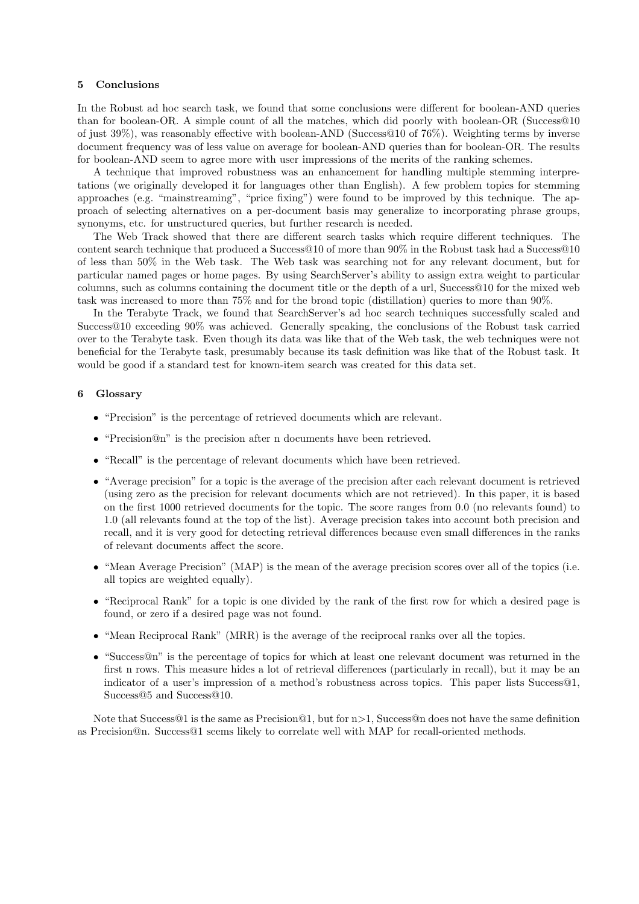## 5 Conclusions

In the Robust ad hoc search task, we found that some conclusions were different for boolean-AND queries than for boolean-OR. A simple count of all the matches, which did poorly with boolean-OR (Success@10 of just 39%), was reasonably effective with boolean-AND (Success@10 of 76%). Weighting terms by inverse document frequency was of less value on average for boolean-AND queries than for boolean-OR. The results for boolean-AND seem to agree more with user impressions of the merits of the ranking schemes.

A technique that improved robustness was an enhancement for handling multiple stemming interpretations (we originally developed it for languages other than English). A few problem topics for stemming approaches (e.g. "mainstreaming", "price fixing") were found to be improved by this technique. The approach of selecting alternatives on a per-document basis may generalize to incorporating phrase groups, synonyms, etc. for unstructured queries, but further research is needed.

The Web Track showed that there are different search tasks which require different techniques. The content search technique that produced a Success@10 of more than 90% in the Robust task had a Success@10 of less than 50% in the Web task. The Web task was searching not for any relevant document, but for particular named pages or home pages. By using SearchServer's ability to assign extra weight to particular columns, such as columns containing the document title or the depth of a url, Success@10 for the mixed web task was increased to more than 75% and for the broad topic (distillation) queries to more than 90%.

In the Terabyte Track, we found that SearchServer's ad hoc search techniques successfully scaled and Success@10 exceeding 90% was achieved. Generally speaking, the conclusions of the Robust task carried over to the Terabyte task. Even though its data was like that of the Web task, the web techniques were not beneficial for the Terabyte task, presumably because its task definition was like that of the Robust task. It would be good if a standard test for known-item search was created for this data set.

## 6 Glossary

- "Precision" is the percentage of retrieved documents which are relevant.
- "Precision@n" is the precision after n documents have been retrieved.
- "Recall" is the percentage of relevant documents which have been retrieved.
- "Average precision" for a topic is the average of the precision after each relevant document is retrieved (using zero as the precision for relevant documents which are not retrieved). In this paper, it is based on the first 1000 retrieved documents for the topic. The score ranges from 0.0 (no relevants found) to 1.0 (all relevants found at the top of the list). Average precision takes into account both precision and recall, and it is very good for detecting retrieval differences because even small differences in the ranks of relevant documents affect the score.
- "Mean Average Precision" (MAP) is the mean of the average precision scores over all of the topics (i.e. all topics are weighted equally).
- "Reciprocal Rank" for a topic is one divided by the rank of the first row for which a desired page is found, or zero if a desired page was not found.
- "Mean Reciprocal Rank" (MRR) is the average of the reciprocal ranks over all the topics.
- "Success@n" is the percentage of topics for which at least one relevant document was returned in the first n rows. This measure hides a lot of retrieval differences (particularly in recall), but it may be an indicator of a user's impression of a method's robustness across topics. This paper lists Success@1, Success@5 and Success@10.

Note that Success@1 is the same as Precision@1, but for n>1, Success@n does not have the same definition as Precision@n. Success@1 seems likely to correlate well with MAP for recall-oriented methods.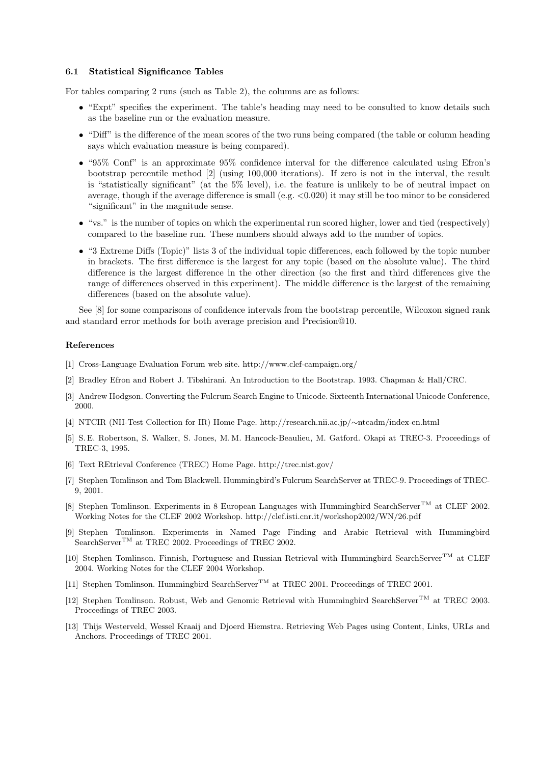### 6.1 Statistical Significance Tables

For tables comparing 2 runs (such as Table 2), the columns are as follows:

- "Expt" specifies the experiment. The table's heading may need to be consulted to know details such as the baseline run or the evaluation measure.
- "Diff" is the difference of the mean scores of the two runs being compared (the table or column heading says which evaluation measure is being compared).
- "95% Conf" is an approximate 95% confidence interval for the difference calculated using Efron's bootstrap percentile method [2] (using 100,000 iterations). If zero is not in the interval, the result is "statistically significant" (at the 5% level), i.e. the feature is unlikely to be of neutral impact on average, though if the average difference is small (e.g. <0.020) it may still be too minor to be considered "significant" in the magnitude sense.
- "vs." is the number of topics on which the experimental run scored higher, lower and tied (respectively) compared to the baseline run. These numbers should always add to the number of topics.
- "3 Extreme Diffs (Topic)" lists 3 of the individual topic differences, each followed by the topic number in brackets. The first difference is the largest for any topic (based on the absolute value). The third difference is the largest difference in the other direction (so the first and third differences give the range of differences observed in this experiment). The middle difference is the largest of the remaining differences (based on the absolute value).

See [8] for some comparisons of confidence intervals from the bootstrap percentile, Wilcoxon signed rank and standard error methods for both average precision and Precision@10.

### References

[1] Cross-Language Evaluation Forum web site. http://www.clef-campaign.org/

[2] Bradley Efron and Robert J. Tibshirani. An Introduction to the Bootstrap. 1993. Chapman & Hall/CRC.

[3] Andrew Hodgson. Converting the Fulcrum Search Engine to Unicode. Sixteenth International Unicode Conference, 2000.

[4] NTCIR (NII-Test Collection for IR) Home Page. http://research.nii.ac.jp/∼ntcadm/index-en.html

[5] S. E. Robertson, S. Walker, S. Jones, M. M. Hancock-Beaulieu, M. Gatford. Okapi at TREC-3. Proceedings of TREC-3, 1995.

[6] Text REtrieval Conference (TREC) Home Page. http://trec.nist.gov/

[7] Stephen Tomlinson and Tom Blackwell. Hummingbird's Fulcrum SearchServer at TREC-9. Proceedings of TREC-9, 2001.

[8] Stephen Tomlinson. Experiments in 8 European Languages with Hummingbird SearchServer™ at CLEF 2002. Working Notes for the CLEF 2002 Workshop. http://clef.isti.cnr.it/workshop2002/WN/26.pdf

[9] Stephen Tomlinson. Experiments in Named Page Finding and Arabic Retrieval with Hummingbird SearchServer™ at TREC 2002. Proceedings of TREC 2002.

[10] Stephen Tomlinson. Finnish, Portuguese and Russian Retrieval with Hummingbird SearchServer™ at CLEF 2004. Working Notes for the CLEF 2004 Workshop.

[11] Stephen Tomlinson. Hummingbird SearchServer™ at TREC 2001. Proceedings of TREC 2001.

[12] Stephen Tomlinson. Robust, Web and Genomic Retrieval with Hummingbird SearchServer™ at TREC 2003. Proceedings of TREC 2003.

[13] Thijs Westerveld, Wessel Kraaij and Djoerd Hiemstra. Retrieving Web Pages using Content, Links, URLs and Anchors. Proceedings of TREC 2001.